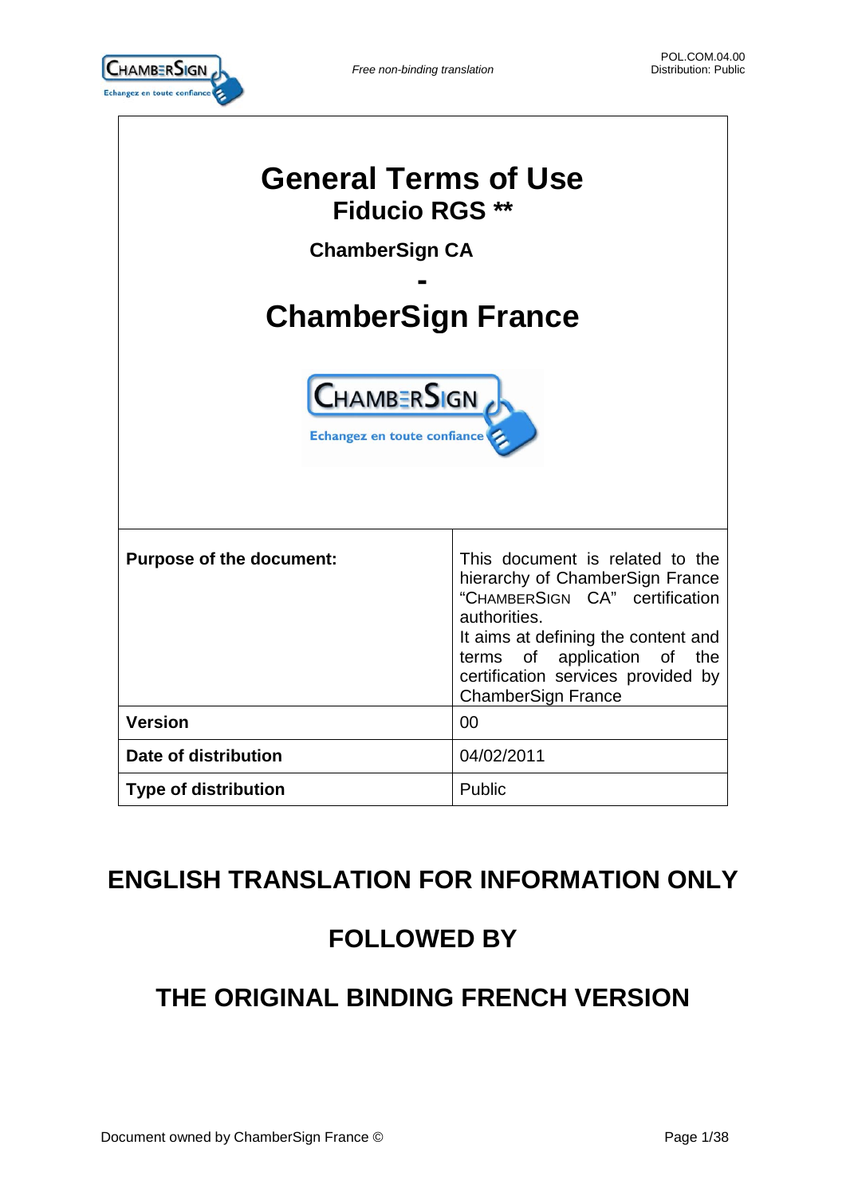# General Terms of Use

## Fiducio RGS **

### ChamberSign CA

### -

# ChamberSign France

| Purpose of the document: | This document is related to the hierarchy of ChamberSign France “CHAMBERSIGN CA” certification authorities. It aims at defining the content and terms of application of the certification services provided by ChamberSign France |
|---|---|
| **Version** | 00 |
| **Date of distribution** | 04/02/2011 |
| **Type of distribution** | Public |

## ENGLISH TRANSLATION FOR INFORMATION ONLY

## FOLLOWED BY

## THE ORIGINAL BINDING FRENCH VERSION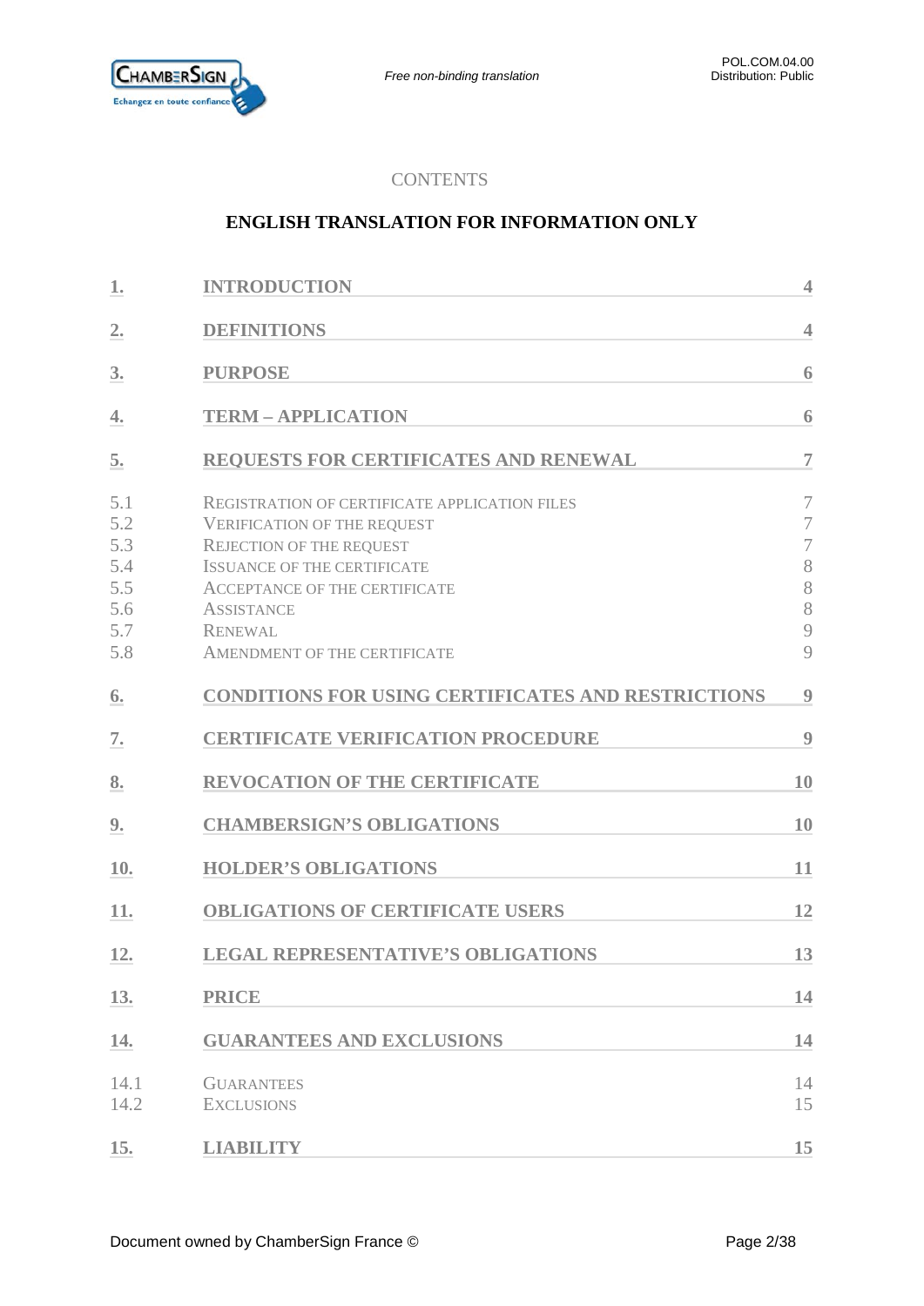CONTENTS

**ENGLISH TRANSLATION FOR INFORMATION ONLY**

| | | |
|---|---|---|
| **1.** | **INTRODUCTION** | **4** |
| **2.** | **DEFINITIONS** | **4** |
| **3.** | **PURPOSE** | **6** |
| **4.** | **TERM – APPLICATION** | **6** |
| **5.** | **REQUESTS FOR CERTIFICATES AND RENEWAL** | **7** |
| 5.1 | REGISTRATION OF CERTIFICATE APPLICATION FILES | 7 |
| 5.2 | VERIFICATION OF THE REQUEST | 7 |
| 5.3 | REJECTION OF THE REQUEST | 7 |
| 5.4 | ISSUANCE OF THE CERTIFICATE | 8 |
| 5.5 | ACCEPTANCE OF THE CERTIFICATE | 8 |
| 5.6 | ASSISTANCE | 8 |
| 5.7 | RENEWAL | 9 |
| 5.8 | AMENDMENT OF THE CERTIFICATE | 9 |
| **6.** | **CONDITIONS FOR USING CERTIFICATES AND RESTRICTIONS** | **9** |
| **7.** | **CERTIFICATE VERIFICATION PROCEDURE** | **9** |
| **8.** | **REVOCATION OF THE CERTIFICATE** | **10** |
| **9.** | **CHAMBERSIGN'S OBLIGATIONS** | **10** |
| **10.** | **HOLDER'S OBLIGATIONS** | **11** |
| **11.** | **OBLIGATIONS OF CERTIFICATE USERS** | **12** |
| **12.** | **LEGAL REPRESENTATIVE'S OBLIGATIONS** | **13** |
| **13.** | **PRICE** | **14** |
| **14.** | **GUARANTEES AND EXCLUSIONS** | **14** |
| 14.1 | GUARANTEES | 14 |
| 14.2 | EXCLUSIONS | 15 |
| **15.** | **LIABILITY** | **15** |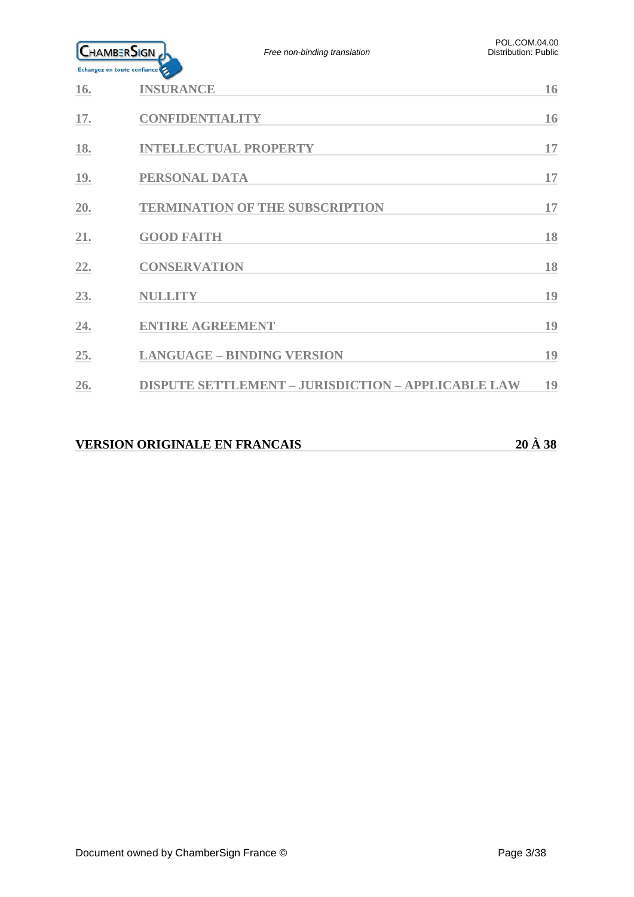| | | |
|---|---|---|
| 16. | INSURANCE | 16 |
| 17. | CONFIDENTIALITY | 16 |
| 18. | INTELLECTUAL PROPERTY | 17 |
| 19. | PERSONAL DATA | 17 |
| 20. | TERMINATION OF THE SUBSCRIPTION | 17 |
| 21. | GOOD FAITH | 18 |
| 22. | CONSERVATION | 18 |
| 23. | NULLITY | 19 |
| 24. | ENTIRE AGREEMENT | 19 |
| 25. | LANGUAGE – BINDING VERSION | 19 |
| 26. | DISPUTE SETTLEMENT – JURISDICTION – APPLICABLE LAW | 19 |

**VERSION ORIGINALE EN FRANCAIS** **20 À 38**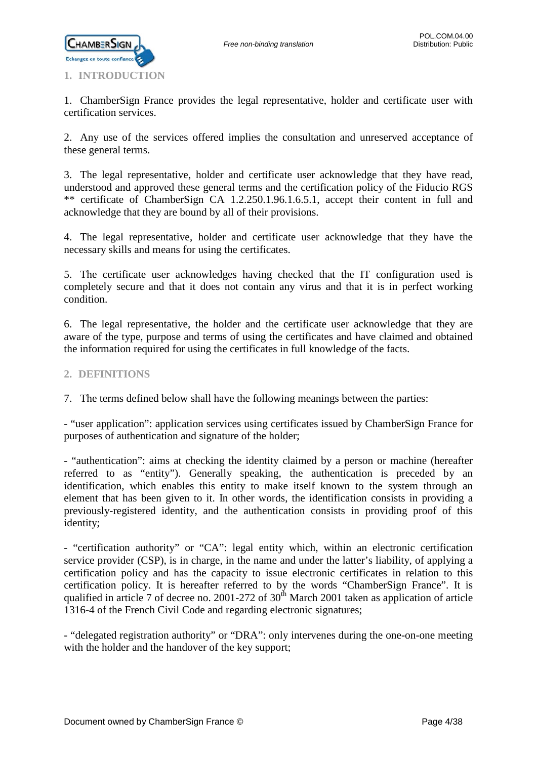## 1. INTRODUCTION

1. ChamberSign France provides the legal representative, holder and certificate user with certification services.

2. Any use of the services offered implies the consultation and unreserved acceptance of these general terms.

3. The legal representative, holder and certificate user acknowledge that they have read, understood and approved these general terms and the certification policy of the Fiducio RGS ** certificate of ChamberSign CA 1.2.250.1.96.1.6.5.1, accept their content in full and acknowledge that they are bound by all of their provisions.

4. The legal representative, holder and certificate user acknowledge that they have the necessary skills and means for using the certificates.

5. The certificate user acknowledges having checked that the IT configuration used is completely secure and that it does not contain any virus and that it is in perfect working condition.

6. The legal representative, the holder and the certificate user acknowledge that they are aware of the type, purpose and terms of using the certificates and have claimed and obtained the information required for using the certificates in full knowledge of the facts.

## 2. DEFINITIONS

7. The terms defined below shall have the following meanings between the parties:

- "user application": application services using certificates issued by ChamberSign France for purposes of authentication and signature of the holder;

- "authentication": aims at checking the identity claimed by a person or machine (hereafter referred to as "entity"). Generally speaking, the authentication is preceded by an identification, which enables this entity to make itself known to the system through an element that has been given to it. In other words, the identification consists in providing a previously-registered identity, and the authentication consists in providing proof of this identity;

- "certification authority" or "CA": legal entity which, within an electronic certification service provider (CSP), is in charge, in the name and under the latter's liability, of applying a certification policy and has the capacity to issue electronic certificates in relation to this certification policy. It is hereafter referred to by the words "ChamberSign France". It is qualified in article 7 of decree no. 2001-272 of 30th March 2001 taken as application of article 1316-4 of the French Civil Code and regarding electronic signatures;

- "delegated registration authority" or "DRA": only intervenes during the one-on-one meeting with the holder and the handover of the key support;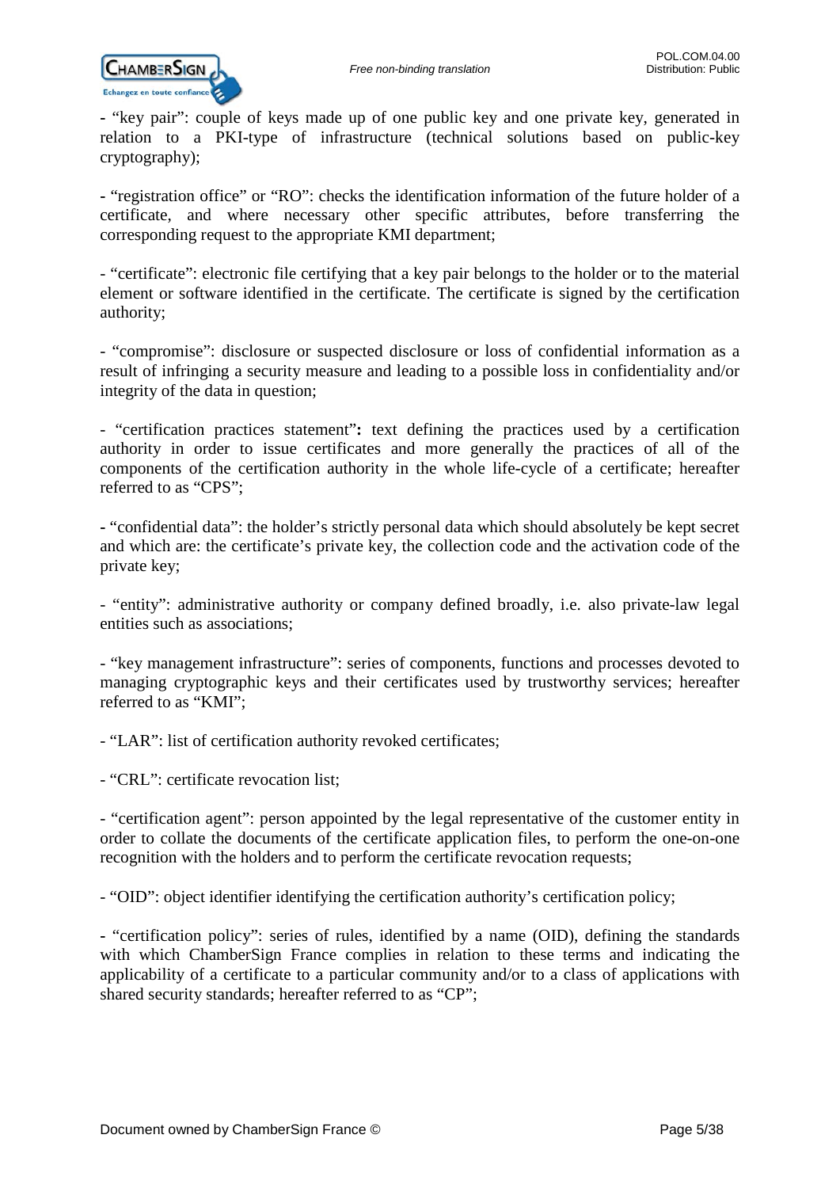- “key pair”: couple of keys made up of one public key and one private key, generated in relation to a PKI-type of infrastructure (technical solutions based on public-key cryptography);

- “registration office” or “RO”: checks the identification information of the future holder of a certificate, and where necessary other specific attributes, before transferring the corresponding request to the appropriate KMI department;

- “certificate”: electronic file certifying that a key pair belongs to the holder or to the material element or software identified in the certificate. The certificate is signed by the certification authority;

- “compromise”: disclosure or suspected disclosure or loss of confidential information as a result of infringing a security measure and leading to a possible loss in confidentiality and/or integrity of the data in question;

- “certification practices statement”**:** text defining the practices used by a certification authority in order to issue certificates and more generally the practices of all of the components of the certification authority in the whole life-cycle of a certificate; hereafter referred to as “CPS”;

- “confidential data”: the holder’s strictly personal data which should absolutely be kept secret and which are: the certificate’s private key, the collection code and the activation code of the private key;

- “entity”: administrative authority or company defined broadly, i.e. also private-law legal entities such as associations;

- “key management infrastructure”: series of components, functions and processes devoted to managing cryptographic keys and their certificates used by trustworthy services; hereafter referred to as “KMI”;

- “LAR”: list of certification authority revoked certificates;

- “CRL”: certificate revocation list;

- “certification agent”: person appointed by the legal representative of the customer entity in order to collate the documents of the certificate application files, to perform the one-on-one recognition with the holders and to perform the certificate revocation requests;

- “OID”: object identifier identifying the certification authority’s certification policy;

- “certification policy”: series of rules, identified by a name (OID), defining the standards with which ChamberSign France complies in relation to these terms and indicating the applicability of a certificate to a particular community and/or to a class of applications with shared security standards; hereafter referred to as “CP”;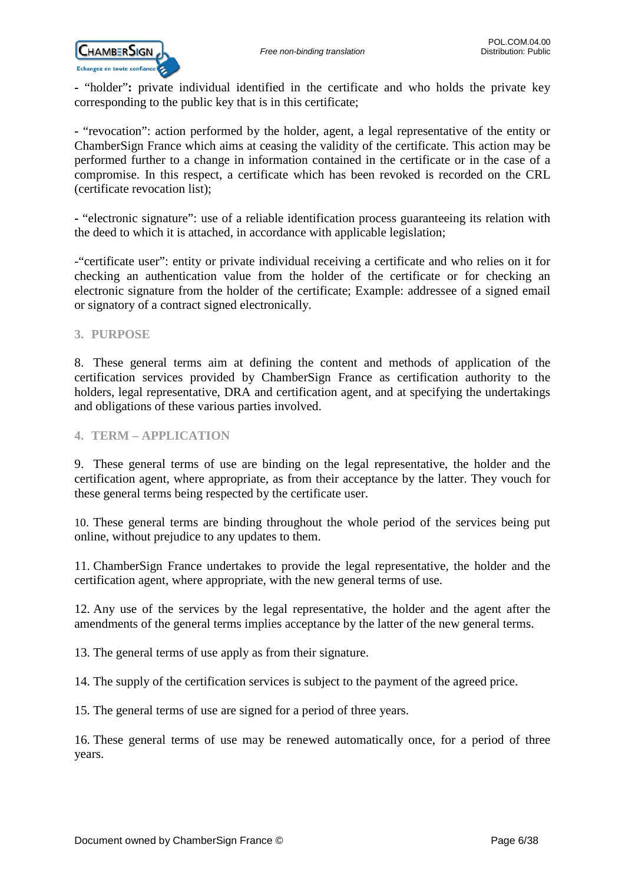- "holder"**:** private individual identified in the certificate and who holds the private key corresponding to the public key that is in this certificate;

- "revocation": action performed by the holder, agent, a legal representative of the entity or ChamberSign France which aims at ceasing the validity of the certificate. This action may be performed further to a change in information contained in the certificate or in the case of a compromise. In this respect, a certificate which has been revoked is recorded on the CRL (certificate revocation list);

- "electronic signature": use of a reliable identification process guaranteeing its relation with the deed to which it is attached, in accordance with applicable legislation;

-"certificate user": entity or private individual receiving a certificate and who relies on it for checking an authentication value from the holder of the certificate or for checking an electronic signature from the holder of the certificate; Example: addressee of a signed email or signatory of a contract signed electronically.

## 3. PURPOSE

8. These general terms aim at defining the content and methods of application of the certification services provided by ChamberSign France as certification authority to the holders, legal representative, DRA and certification agent, and at specifying the undertakings and obligations of these various parties involved.

## 4. TERM – APPLICATION

9. These general terms of use are binding on the legal representative, the holder and the certification agent, where appropriate, as from their acceptance by the latter. They vouch for these general terms being respected by the certificate user.

10. These general terms are binding throughout the whole period of the services being put online, without prejudice to any updates to them.

11. ChamberSign France undertakes to provide the legal representative, the holder and the certification agent, where appropriate, with the new general terms of use.

12. Any use of the services by the legal representative, the holder and the agent after the amendments of the general terms implies acceptance by the latter of the new general terms.

13. The general terms of use apply as from their signature.

14. The supply of the certification services is subject to the payment of the agreed price.

15. The general terms of use are signed for a period of three years.

16. These general terms of use may be renewed automatically once, for a period of three years.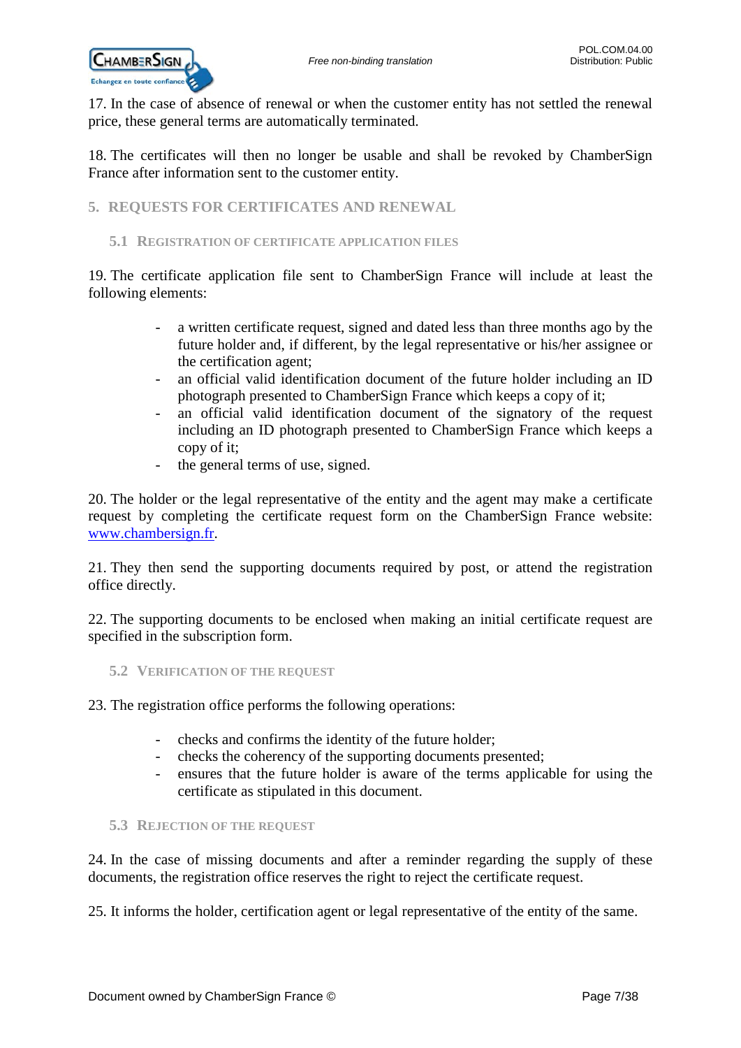17. In the case of absence of renewal or when the customer entity has not settled the renewal price, these general terms are automatically terminated.

18. The certificates will then no longer be usable and shall be revoked by ChamberSign France after information sent to the customer entity.

## 5. REQUESTS FOR CERTIFICATES AND RENEWAL

### 5.1 REGISTRATION OF CERTIFICATE APPLICATION FILES

19. The certificate application file sent to ChamberSign France will include at least the following elements:

- a written certificate request, signed and dated less than three months ago by the future holder and, if different, by the legal representative or his/her assignee or the certification agent;
- an official valid identification document of the future holder including an ID photograph presented to ChamberSign France which keeps a copy of it;
- an official valid identification document of the signatory of the request including an ID photograph presented to ChamberSign France which keeps a copy of it;
- the general terms of use, signed.

20. The holder or the legal representative of the entity and the agent may make a certificate request by completing the certificate request form on the ChamberSign France website: [www.chambersign.fr](http://www.chambersign.fr).

21. They then send the supporting documents required by post, or attend the registration office directly.

22. The supporting documents to be enclosed when making an initial certificate request are specified in the subscription form.

### 5.2 VERIFICATION OF THE REQUEST

23. The registration office performs the following operations:

- checks and confirms the identity of the future holder;
- checks the coherency of the supporting documents presented;
- ensures that the future holder is aware of the terms applicable for using the certificate as stipulated in this document.

### 5.3 REJECTION OF THE REQUEST

24. In the case of missing documents and after a reminder regarding the supply of these documents, the registration office reserves the right to reject the certificate request.

25. It informs the holder, certification agent or legal representative of the entity of the same.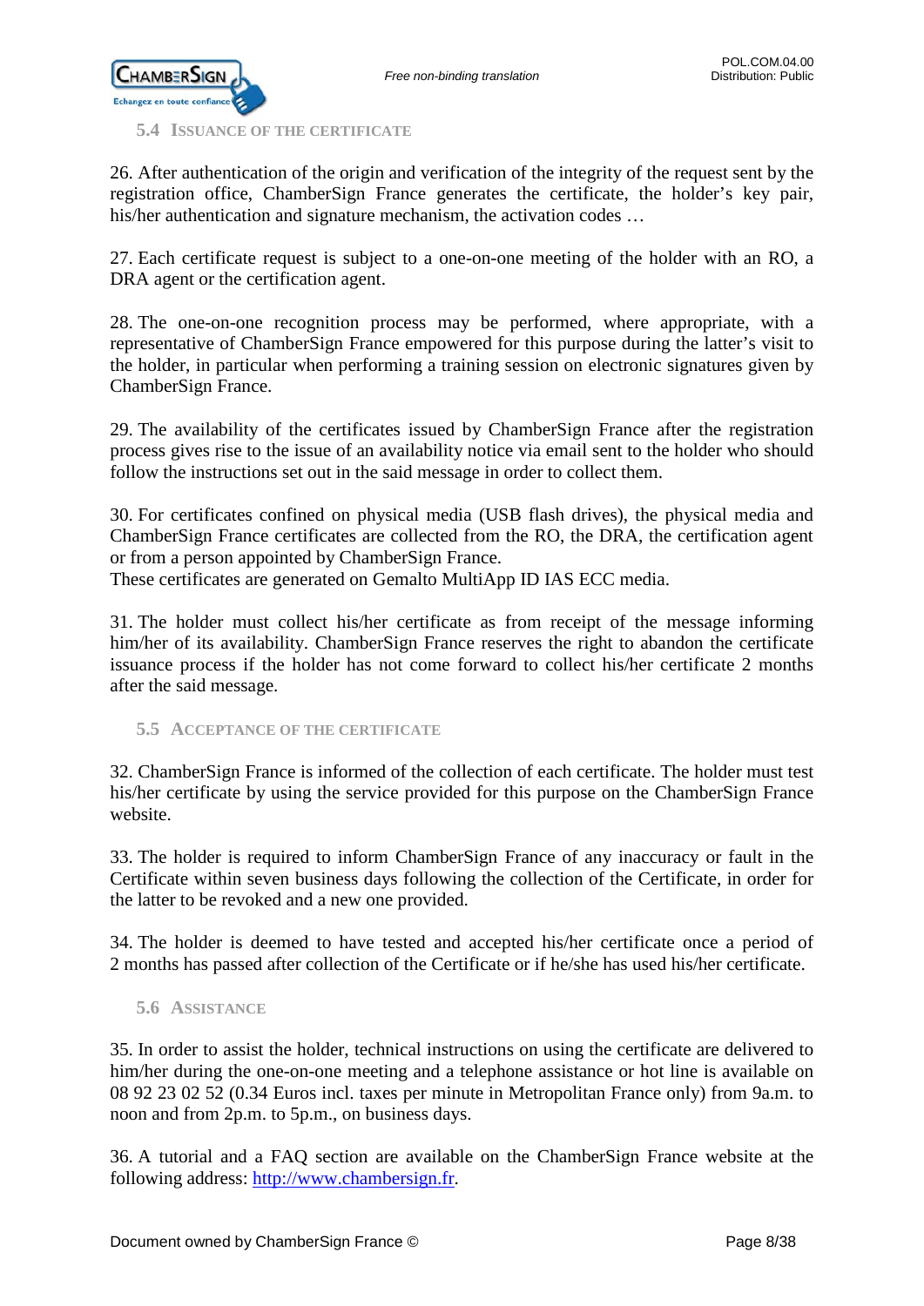## 5.4 Issuance of the certificate

26. After authentication of the origin and verification of the integrity of the request sent by the registration office, ChamberSign France generates the certificate, the holder's key pair, his/her authentication and signature mechanism, the activation codes …

27. Each certificate request is subject to a one-on-one meeting of the holder with an RO, a DRA agent or the certification agent.

28. The one-on-one recognition process may be performed, where appropriate, with a representative of ChamberSign France empowered for this purpose during the latter's visit to the holder, in particular when performing a training session on electronic signatures given by ChamberSign France.

29. The availability of the certificates issued by ChamberSign France after the registration process gives rise to the issue of an availability notice via email sent to the holder who should follow the instructions set out in the said message in order to collect them.

30. For certificates confined on physical media (USB flash drives), the physical media and ChamberSign France certificates are collected from the RO, the DRA, the certification agent or from a person appointed by ChamberSign France.
These certificates are generated on Gemalto MultiApp ID IAS ECC media.

31. The holder must collect his/her certificate as from receipt of the message informing him/her of its availability. ChamberSign France reserves the right to abandon the certificate issuance process if the holder has not come forward to collect his/her certificate 2 months after the said message.

## 5.5 Acceptance of the certificate

32. ChamberSign France is informed of the collection of each certificate. The holder must test his/her certificate by using the service provided for this purpose on the ChamberSign France website.

33. The holder is required to inform ChamberSign France of any inaccuracy or fault in the Certificate within seven business days following the collection of the Certificate, in order for the latter to be revoked and a new one provided.

34. The holder is deemed to have tested and accepted his/her certificate once a period of 2 months has passed after collection of the Certificate or if he/she has used his/her certificate.

## 5.6 Assistance

35. In order to assist the holder, technical instructions on using the certificate are delivered to him/her during the one-on-one meeting and a telephone assistance or hot line is available on 08 92 23 02 52 (0.34 Euros incl. taxes per minute in Metropolitan France only) from 9a.m. to noon and from 2p.m. to 5p.m., on business days.

36. A tutorial and a FAQ section are available on the ChamberSign France website at the following address: [http://www.chambersign.fr](http://www.chambersign.fr).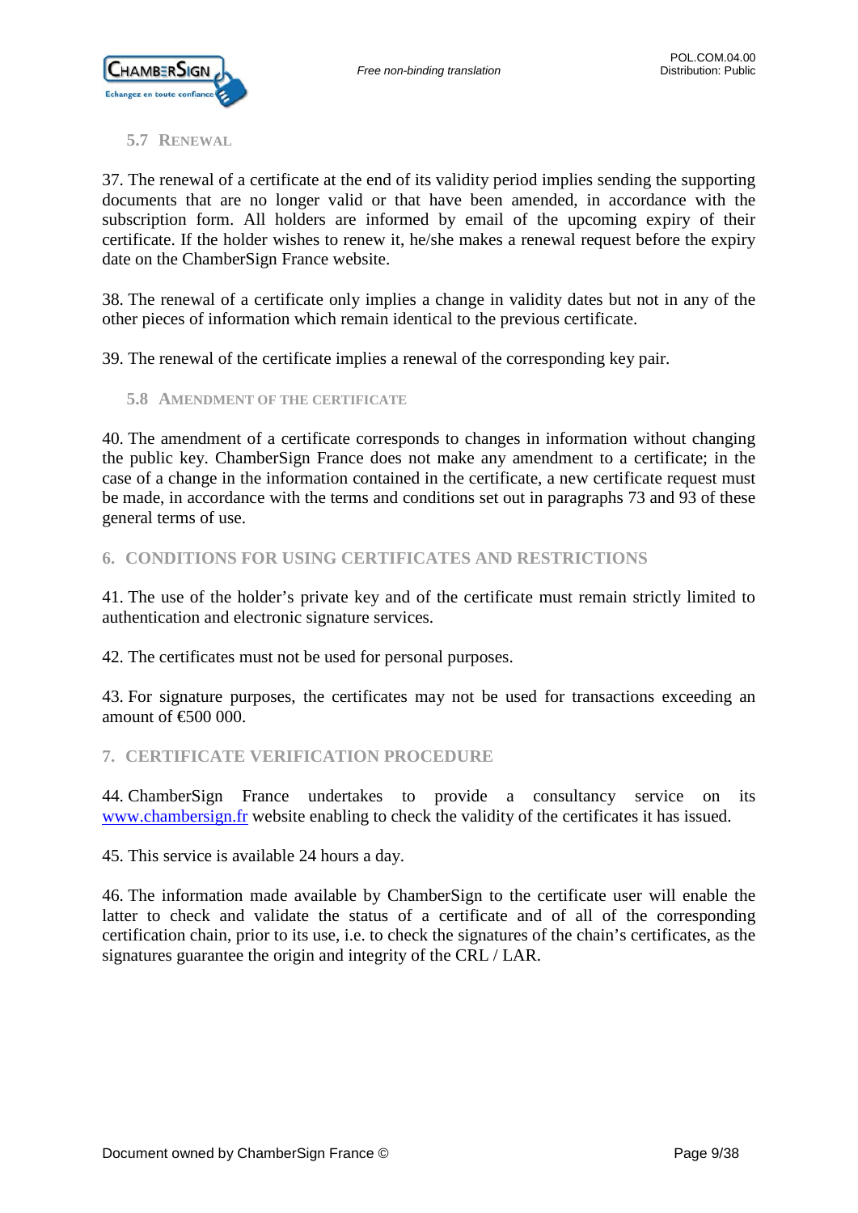### 5.7 Renewal

37. The renewal of a certificate at the end of its validity period implies sending the supporting documents that are no longer valid or that have been amended, in accordance with the subscription form. All holders are informed by email of the upcoming expiry of their certificate. If the holder wishes to renew it, he/she makes a renewal request before the expiry date on the ChamberSign France website.

38. The renewal of a certificate only implies a change in validity dates but not in any of the other pieces of information which remain identical to the previous certificate.

39. The renewal of the certificate implies a renewal of the corresponding key pair.

### 5.8 Amendment of the certificate

40. The amendment of a certificate corresponds to changes in information without changing the public key. ChamberSign France does not make any amendment to a certificate; in the case of a change in the information contained in the certificate, a new certificate request must be made, in accordance with the terms and conditions set out in paragraphs 73 and 93 of these general terms of use.

## 6. Conditions for using certificates and restrictions

41. The use of the holder's private key and of the certificate must remain strictly limited to authentication and electronic signature services.

42. The certificates must not be used for personal purposes.

43. For signature purposes, the certificates may not be used for transactions exceeding an amount of €500 000.

## 7. Certificate verification procedure

44. ChamberSign France undertakes to provide a consultancy service on its [www.chambersign.fr](http://www.chambersign.fr) website enabling to check the validity of the certificates it has issued.

45. This service is available 24 hours a day.

46. The information made available by ChamberSign to the certificate user will enable the latter to check and validate the status of a certificate and of all of the corresponding certification chain, prior to its use, i.e. to check the signatures of the chain's certificates, as the signatures guarantee the origin and integrity of the CRL / LAR.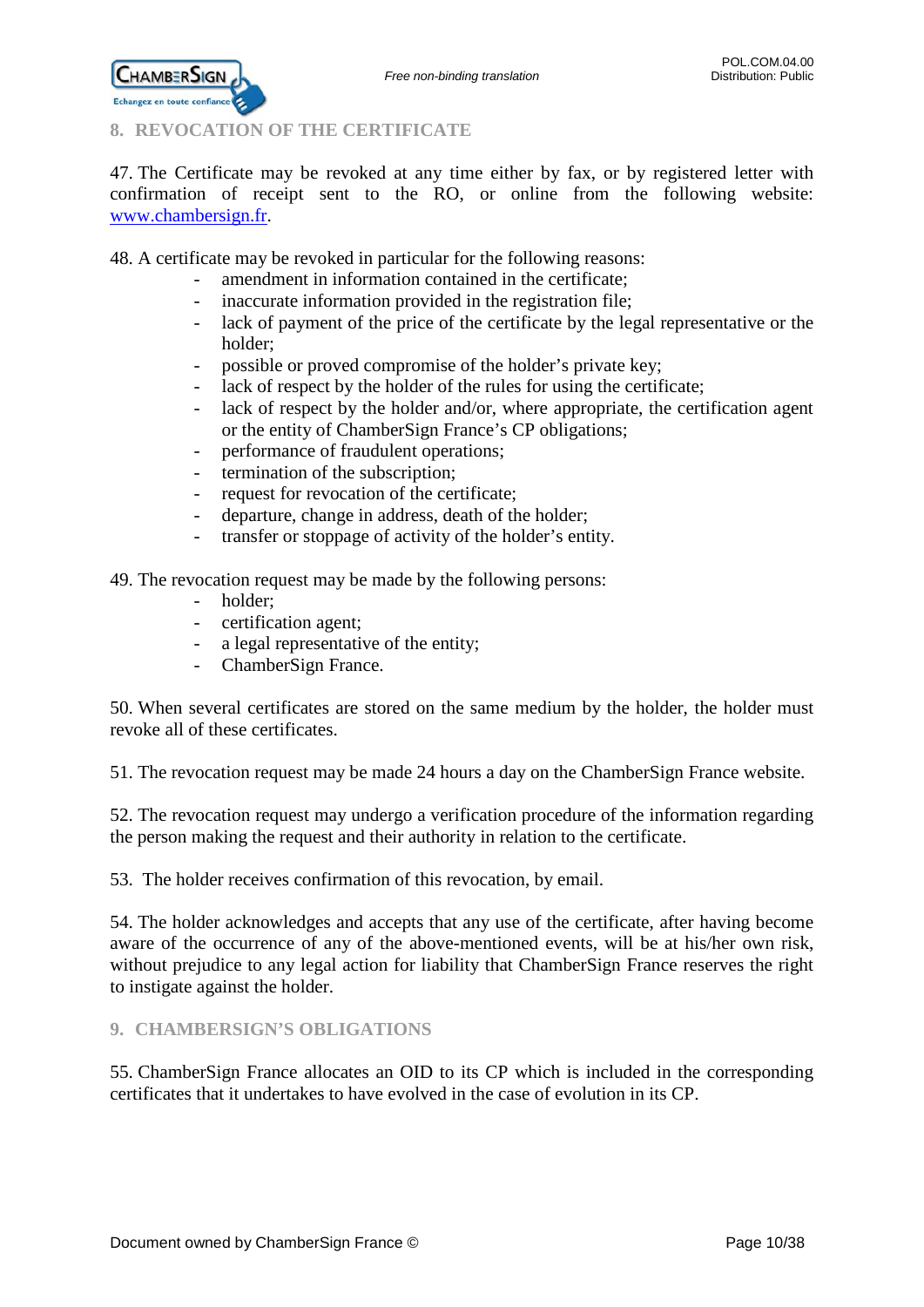## 8. REVOCATION OF THE CERTIFICATE

47. The Certificate may be revoked at any time either by fax, or by registered letter with confirmation of receipt sent to the RO, or online from the following website: [www.chambersign.fr](http://www.chambersign.fr).

48. A certificate may be revoked in particular for the following reasons:

- amendment in information contained in the certificate;
- inaccurate information provided in the registration file;
- lack of payment of the price of the certificate by the legal representative or the holder;
- possible or proved compromise of the holder's private key;
- lack of respect by the holder of the rules for using the certificate;
- lack of respect by the holder and/or, where appropriate, the certification agent or the entity of ChamberSign France's CP obligations;
- performance of fraudulent operations;
- termination of the subscription;
- request for revocation of the certificate;
- departure, change in address, death of the holder;
- transfer or stoppage of activity of the holder's entity.

49. The revocation request may be made by the following persons:

- holder;
- certification agent;
- a legal representative of the entity;
- ChamberSign France.

50. When several certificates are stored on the same medium by the holder, the holder must revoke all of these certificates.

51. The revocation request may be made 24 hours a day on the ChamberSign France website.

52. The revocation request may undergo a verification procedure of the information regarding the person making the request and their authority in relation to the certificate.

53. The holder receives confirmation of this revocation, by email.

54. The holder acknowledges and accepts that any use of the certificate, after having become aware of the occurrence of any of the above-mentioned events, will be at his/her own risk, without prejudice to any legal action for liability that ChamberSign France reserves the right to instigate against the holder.

## 9. CHAMBERSIGN'S OBLIGATIONS

55. ChamberSign France allocates an OID to its CP which is included in the corresponding certificates that it undertakes to have evolved in the case of evolution in its CP.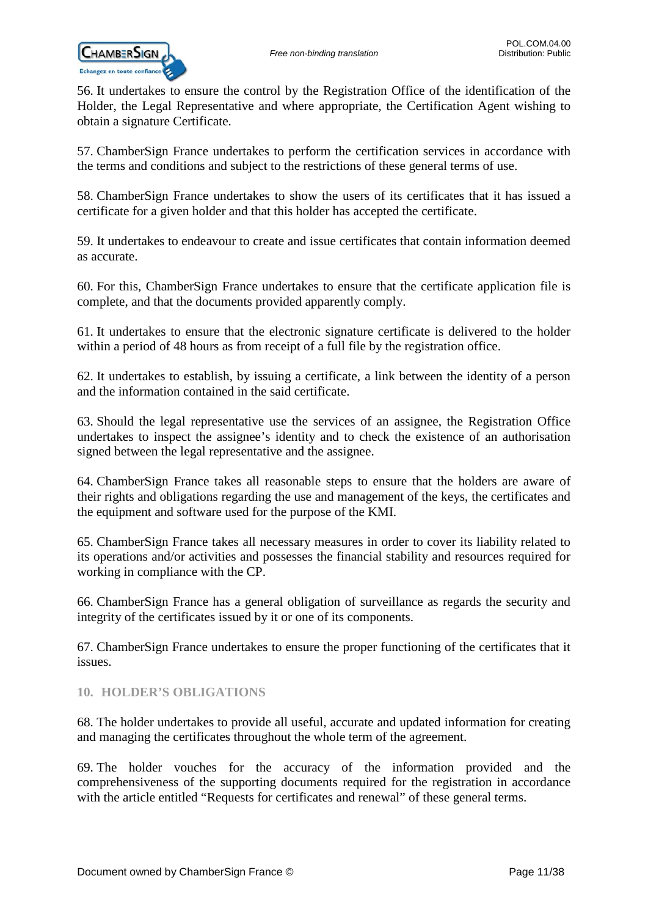56. It undertakes to ensure the control by the Registration Office of the identification of the Holder, the Legal Representative and where appropriate, the Certification Agent wishing to obtain a signature Certificate.

57. ChamberSign France undertakes to perform the certification services in accordance with the terms and conditions and subject to the restrictions of these general terms of use.

58. ChamberSign France undertakes to show the users of its certificates that it has issued a certificate for a given holder and that this holder has accepted the certificate.

59. It undertakes to endeavour to create and issue certificates that contain information deemed as accurate.

60. For this, ChamberSign France undertakes to ensure that the certificate application file is complete, and that the documents provided apparently comply.

61. It undertakes to ensure that the electronic signature certificate is delivered to the holder within a period of 48 hours as from receipt of a full file by the registration office.

62. It undertakes to establish, by issuing a certificate, a link between the identity of a person and the information contained in the said certificate.

63. Should the legal representative use the services of an assignee, the Registration Office undertakes to inspect the assignee's identity and to check the existence of an authorisation signed between the legal representative and the assignee.

64. ChamberSign France takes all reasonable steps to ensure that the holders are aware of their rights and obligations regarding the use and management of the keys, the certificates and the equipment and software used for the purpose of the KMI.

65. ChamberSign France takes all necessary measures in order to cover its liability related to its operations and/or activities and possesses the financial stability and resources required for working in compliance with the CP.

66. ChamberSign France has a general obligation of surveillance as regards the security and integrity of the certificates issued by it or one of its components.

67. ChamberSign France undertakes to ensure the proper functioning of the certificates that it issues.

## 10. HOLDER'S OBLIGATIONS

68. The holder undertakes to provide all useful, accurate and updated information for creating and managing the certificates throughout the whole term of the agreement.

69. The holder vouches for the accuracy of the information provided and the comprehensiveness of the supporting documents required for the registration in accordance with the article entitled "Requests for certificates and renewal" of these general terms.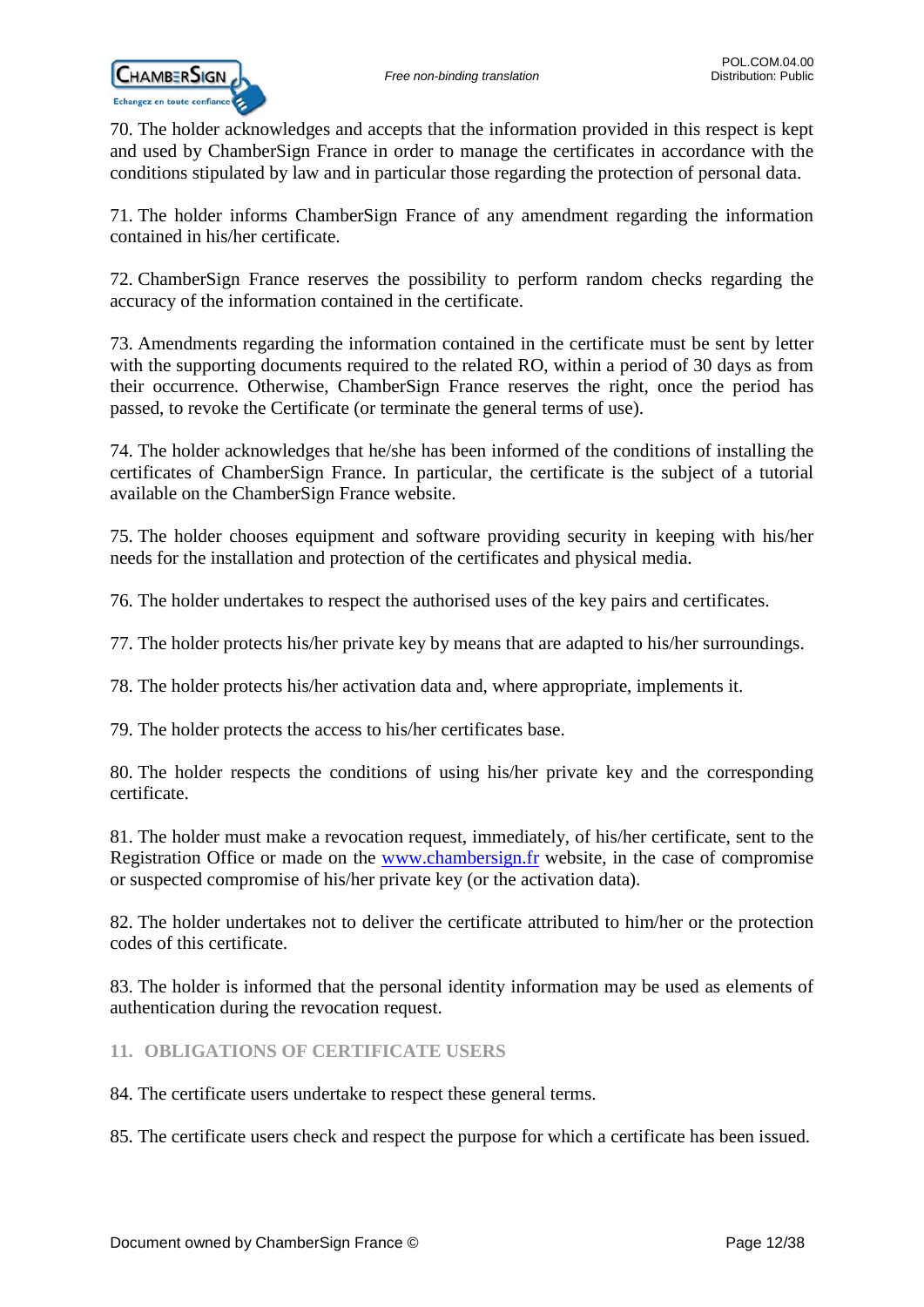70. The holder acknowledges and accepts that the information provided in this respect is kept and used by ChamberSign France in order to manage the certificates in accordance with the conditions stipulated by law and in particular those regarding the protection of personal data.

71. The holder informs ChamberSign France of any amendment regarding the information contained in his/her certificate.

72. ChamberSign France reserves the possibility to perform random checks regarding the accuracy of the information contained in the certificate.

73. Amendments regarding the information contained in the certificate must be sent by letter with the supporting documents required to the related RO, within a period of 30 days as from their occurrence. Otherwise, ChamberSign France reserves the right, once the period has passed, to revoke the Certificate (or terminate the general terms of use).

74. The holder acknowledges that he/she has been informed of the conditions of installing the certificates of ChamberSign France. In particular, the certificate is the subject of a tutorial available on the ChamberSign France website.

75. The holder chooses equipment and software providing security in keeping with his/her needs for the installation and protection of the certificates and physical media.

76. The holder undertakes to respect the authorised uses of the key pairs and certificates.

77. The holder protects his/her private key by means that are adapted to his/her surroundings.

78. The holder protects his/her activation data and, where appropriate, implements it.

79. The holder protects the access to his/her certificates base.

80. The holder respects the conditions of using his/her private key and the corresponding certificate.

81. The holder must make a revocation request, immediately, of his/her certificate, sent to the Registration Office or made on the [www.chambersign.fr](http://www.chambersign.fr) website, in the case of compromise or suspected compromise of his/her private key (or the activation data).

82. The holder undertakes not to deliver the certificate attributed to him/her or the protection codes of this certificate.

83. The holder is informed that the personal identity information may be used as elements of authentication during the revocation request.

## 11. OBLIGATIONS OF CERTIFICATE USERS

84. The certificate users undertake to respect these general terms.

85. The certificate users check and respect the purpose for which a certificate has been issued.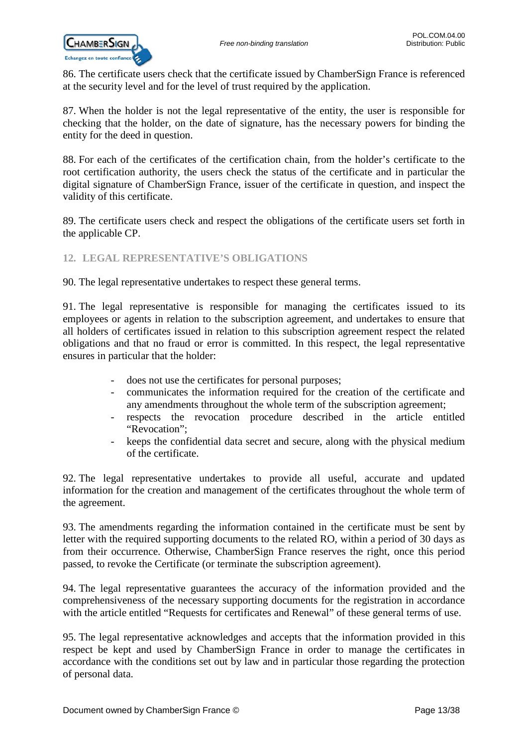86. The certificate users check that the certificate issued by ChamberSign France is referenced at the security level and for the level of trust required by the application.

87. When the holder is not the legal representative of the entity, the user is responsible for checking that the holder, on the date of signature, has the necessary powers for binding the entity for the deed in question.

88. For each of the certificates of the certification chain, from the holder's certificate to the root certification authority, the users check the status of the certificate and in particular the digital signature of ChamberSign France, issuer of the certificate in question, and inspect the validity of this certificate.

89. The certificate users check and respect the obligations of the certificate users set forth in the applicable CP.

## 12. LEGAL REPRESENTATIVE'S OBLIGATIONS

90. The legal representative undertakes to respect these general terms.

91. The legal representative is responsible for managing the certificates issued to its employees or agents in relation to the subscription agreement, and undertakes to ensure that all holders of certificates issued in relation to this subscription agreement respect the related obligations and that no fraud or error is committed. In this respect, the legal representative ensures in particular that the holder:

- does not use the certificates for personal purposes;
- communicates the information required for the creation of the certificate and any amendments throughout the whole term of the subscription agreement;
- respects the revocation procedure described in the article entitled "Revocation";
- keeps the confidential data secret and secure, along with the physical medium of the certificate.

92. The legal representative undertakes to provide all useful, accurate and updated information for the creation and management of the certificates throughout the whole term of the agreement.

93. The amendments regarding the information contained in the certificate must be sent by letter with the required supporting documents to the related RO, within a period of 30 days as from their occurrence. Otherwise, ChamberSign France reserves the right, once this period passed, to revoke the Certificate (or terminate the subscription agreement).

94. The legal representative guarantees the accuracy of the information provided and the comprehensiveness of the necessary supporting documents for the registration in accordance with the article entitled "Requests for certificates and Renewal" of these general terms of use.

95. The legal representative acknowledges and accepts that the information provided in this respect be kept and used by ChamberSign France in order to manage the certificates in accordance with the conditions set out by law and in particular those regarding the protection of personal data.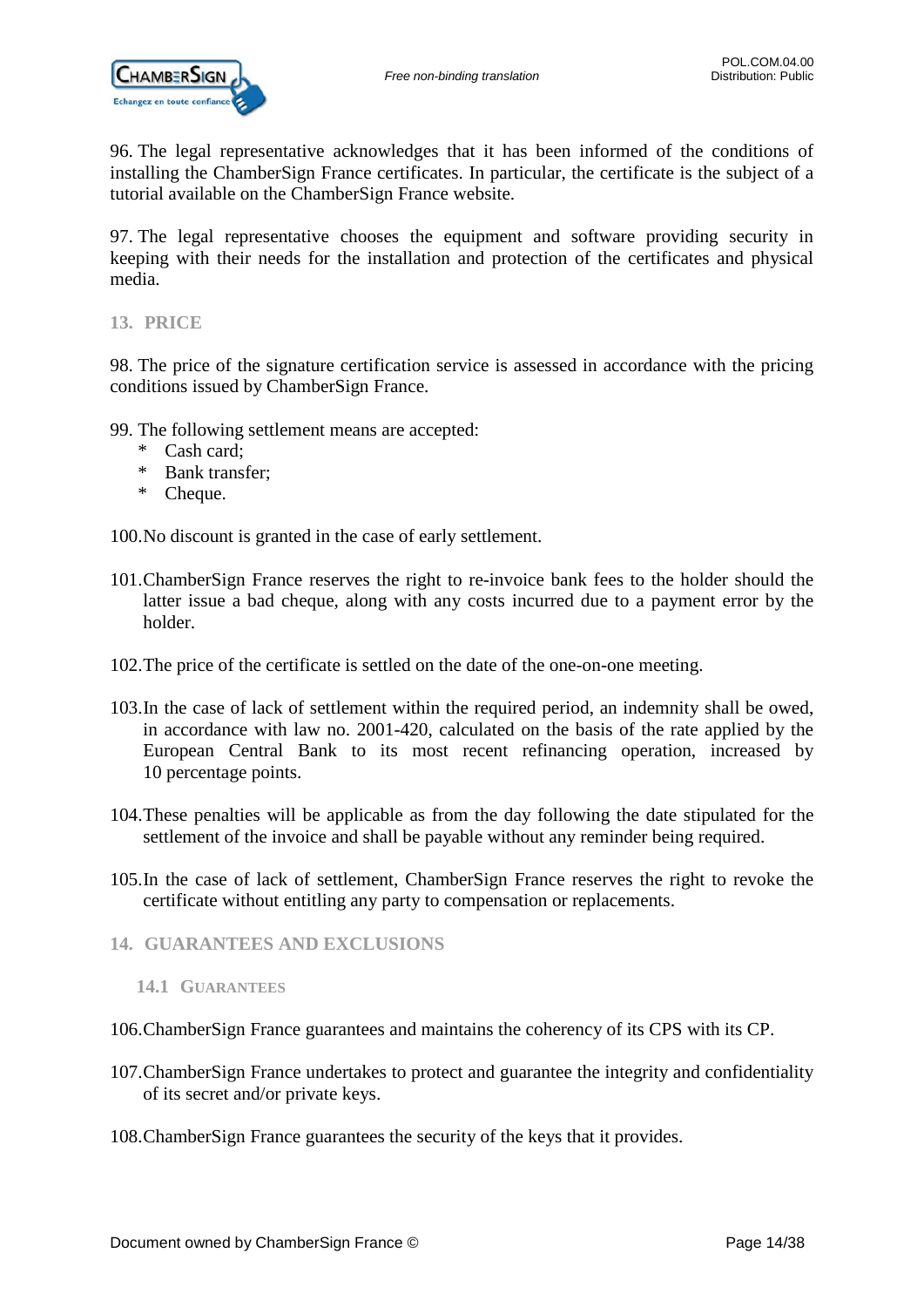96. The legal representative acknowledges that it has been informed of the conditions of installing the ChamberSign France certificates. In particular, the certificate is the subject of a tutorial available on the ChamberSign France website.

97. The legal representative chooses the equipment and software providing security in keeping with their needs for the installation and protection of the certificates and physical media.

## 13. PRICE

98. The price of the signature certification service is assessed in accordance with the pricing conditions issued by ChamberSign France.

99. The following settlement means are accepted:
   * Cash card;
   * Bank transfer;
   * Cheque.

100. No discount is granted in the case of early settlement.

101. ChamberSign France reserves the right to re-invoice bank fees to the holder should the latter issue a bad cheque, along with any costs incurred due to a payment error by the holder.

102. The price of the certificate is settled on the date of the one-on-one meeting.

103. In the case of lack of settlement within the required period, an indemnity shall be owed, in accordance with law no. 2001-420, calculated on the basis of the rate applied by the European Central Bank to its most recent refinancing operation, increased by 10 percentage points.

104. These penalties will be applicable as from the day following the date stipulated for the settlement of the invoice and shall be payable without any reminder being required.

105. In the case of lack of settlement, ChamberSign France reserves the right to revoke the certificate without entitling any party to compensation or replacements.

## 14. GUARANTEES AND EXCLUSIONS

### 14.1 GUARANTEES

106. ChamberSign France guarantees and maintains the coherency of its CPS with its CP.

107. ChamberSign France undertakes to protect and guarantee the integrity and confidentiality of its secret and/or private keys.

108. ChamberSign France guarantees the security of the keys that it provides.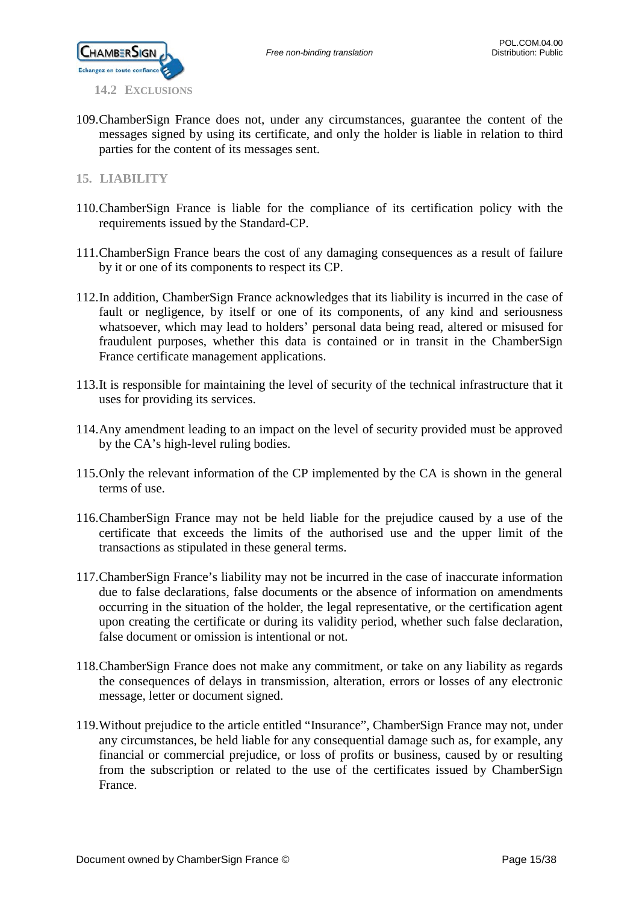### 14.2 Exclusions

109. ChamberSign France does not, under any circumstances, guarantee the content of the messages signed by using its certificate, and only the holder is liable in relation to third parties for the content of its messages sent.

## 15. LIABILITY

110. ChamberSign France is liable for the compliance of its certification policy with the requirements issued by the Standard-CP.

111. ChamberSign France bears the cost of any damaging consequences as a result of failure by it or one of its components to respect its CP.

112. In addition, ChamberSign France acknowledges that its liability is incurred in the case of fault or negligence, by itself or one of its components, of any kind and seriousness whatsoever, which may lead to holders' personal data being read, altered or misused for fraudulent purposes, whether this data is contained or in transit in the ChamberSign France certificate management applications.

113. It is responsible for maintaining the level of security of the technical infrastructure that it uses for providing its services.

114. Any amendment leading to an impact on the level of security provided must be approved by the CA's high-level ruling bodies.

115. Only the relevant information of the CP implemented by the CA is shown in the general terms of use.

116. ChamberSign France may not be held liable for the prejudice caused by a use of the certificate that exceeds the limits of the authorised use and the upper limit of the transactions as stipulated in these general terms.

117. ChamberSign France's liability may not be incurred in the case of inaccurate information due to false declarations, false documents or the absence of information on amendments occurring in the situation of the holder, the legal representative, or the certification agent upon creating the certificate or during its validity period, whether such false declaration, false document or omission is intentional or not.

118. ChamberSign France does not make any commitment, or take on any liability as regards the consequences of delays in transmission, alteration, errors or losses of any electronic message, letter or document signed.

119. Without prejudice to the article entitled "Insurance", ChamberSign France may not, under any circumstances, be held liable for any consequential damage such as, for example, any financial or commercial prejudice, or loss of profits or business, caused by or resulting from the subscription or related to the use of the certificates issued by ChamberSign France.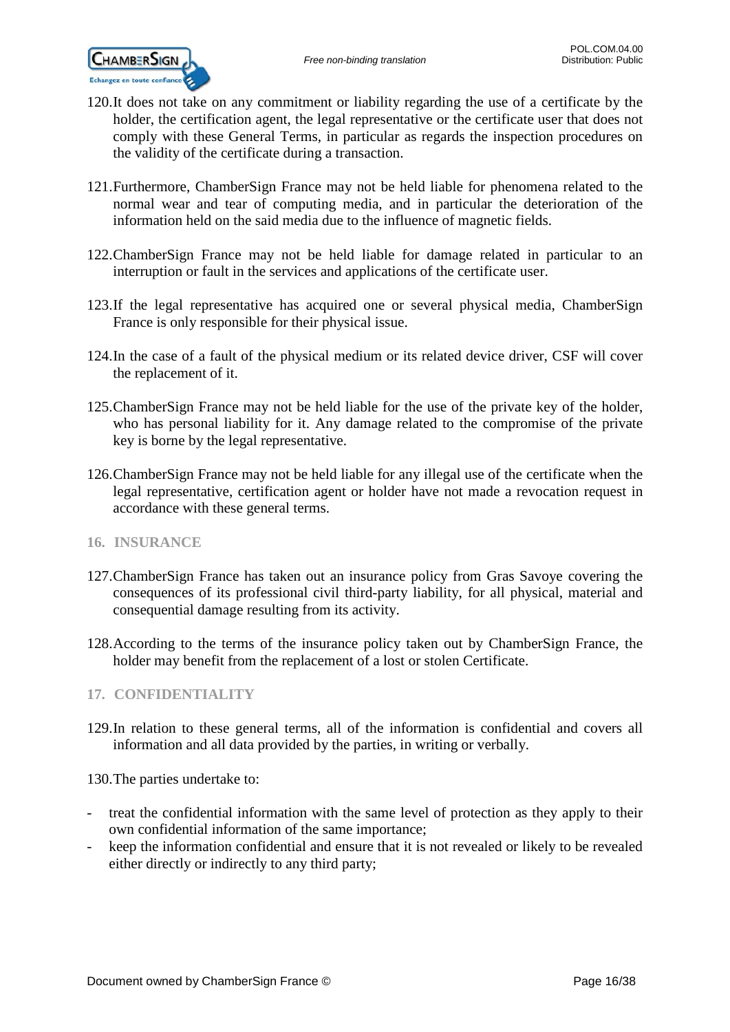120. It does not take on any commitment or liability regarding the use of a certificate by the holder, the certification agent, the legal representative or the certificate user that does not comply with these General Terms, in particular as regards the inspection procedures on the validity of the certificate during a transaction.

121. Furthermore, ChamberSign France may not be held liable for phenomena related to the normal wear and tear of computing media, and in particular the deterioration of the information held on the said media due to the influence of magnetic fields.

122. ChamberSign France may not be held liable for damage related in particular to an interruption or fault in the services and applications of the certificate user.

123. If the legal representative has acquired one or several physical media, ChamberSign France is only responsible for their physical issue.

124. In the case of a fault of the physical medium or its related device driver, CSF will cover the replacement of it.

125. ChamberSign France may not be held liable for the use of the private key of the holder, who has personal liability for it. Any damage related to the compromise of the private key is borne by the legal representative.

126. ChamberSign France may not be held liable for any illegal use of the certificate when the legal representative, certification agent or holder have not made a revocation request in accordance with these general terms.

## 16. INSURANCE

127. ChamberSign France has taken out an insurance policy from Gras Savoye covering the consequences of its professional civil third-party liability, for all physical, material and consequential damage resulting from its activity.

128. According to the terms of the insurance policy taken out by ChamberSign France, the holder may benefit from the replacement of a lost or stolen Certificate.

## 17. CONFIDENTIALITY

129. In relation to these general terms, all of the information is confidential and covers all information and all data provided by the parties, in writing or verbally.

130. The parties undertake to:

- treat the confidential information with the same level of protection as they apply to their own confidential information of the same importance;
- keep the information confidential and ensure that it is not revealed or likely to be revealed either directly or indirectly to any third party;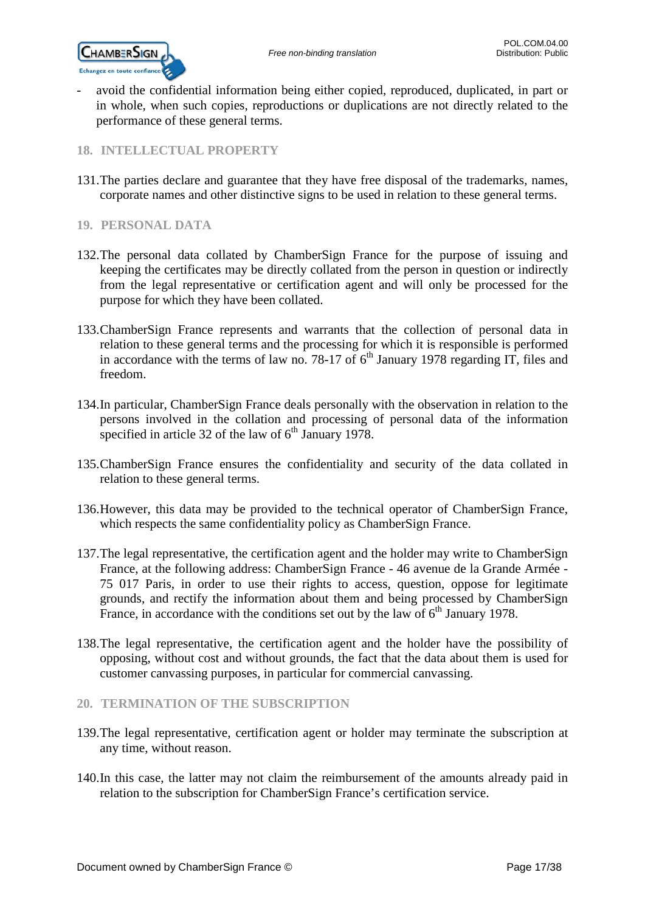- avoid the confidential information being either copied, reproduced, duplicated, in part or in whole, when such copies, reproductions or duplications are not directly related to the performance of these general terms.

## 18. INTELLECTUAL PROPERTY

131. The parties declare and guarantee that they have free disposal of the trademarks, names, corporate names and other distinctive signs to be used in relation to these general terms.

## 19. PERSONAL DATA

132. The personal data collated by ChamberSign France for the purpose of issuing and keeping the certificates may be directly collated from the person in question or indirectly from the legal representative or certification agent and will only be processed for the purpose for which they have been collated.

133. ChamberSign France represents and warrants that the collection of personal data in relation to these general terms and the processing for which it is responsible is performed in accordance with the terms of law no. 78-17 of 6th January 1978 regarding IT, files and freedom.

134. In particular, ChamberSign France deals personally with the observation in relation to the persons involved in the collation and processing of personal data of the information specified in article 32 of the law of 6th January 1978.

135. ChamberSign France ensures the confidentiality and security of the data collated in relation to these general terms.

136. However, this data may be provided to the technical operator of ChamberSign France, which respects the same confidentiality policy as ChamberSign France.

137. The legal representative, the certification agent and the holder may write to ChamberSign France, at the following address: ChamberSign France - 46 avenue de la Grande Armée - 75 017 Paris, in order to use their rights to access, question, oppose for legitimate grounds, and rectify the information about them and being processed by ChamberSign France, in accordance with the conditions set out by the law of 6th January 1978.

138. The legal representative, the certification agent and the holder have the possibility of opposing, without cost and without grounds, the fact that the data about them is used for customer canvassing purposes, in particular for commercial canvassing.

## 20. TERMINATION OF THE SUBSCRIPTION

139. The legal representative, certification agent or holder may terminate the subscription at any time, without reason.

140. In this case, the latter may not claim the reimbursement of the amounts already paid in relation to the subscription for ChamberSign France's certification service.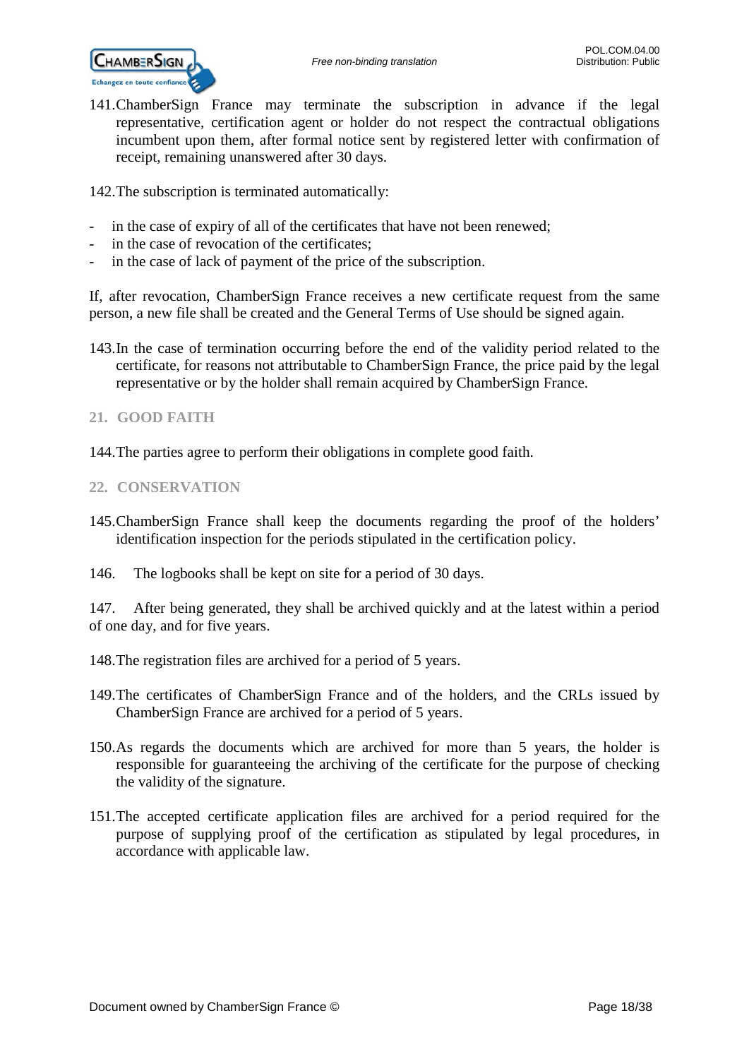141. ChamberSign France may terminate the subscription in advance if the legal representative, certification agent or holder do not respect the contractual obligations incumbent upon them, after formal notice sent by registered letter with confirmation of receipt, remaining unanswered after 30 days.

142. The subscription is terminated automatically:

- in the case of expiry of all of the certificates that have not been renewed;
- in the case of revocation of the certificates;
- in the case of lack of payment of the price of the subscription.

If, after revocation, ChamberSign France receives a new certificate request from the same person, a new file shall be created and the General Terms of Use should be signed again.

143. In the case of termination occurring before the end of the validity period related to the certificate, for reasons not attributable to ChamberSign France, the price paid by the legal representative or by the holder shall remain acquired by ChamberSign France.

## 21. GOOD FAITH

144. The parties agree to perform their obligations in complete good faith.

## 22. CONSERVATION

145. ChamberSign France shall keep the documents regarding the proof of the holders' identification inspection for the periods stipulated in the certification policy.

146. The logbooks shall be kept on site for a period of 30 days.

147. After being generated, they shall be archived quickly and at the latest within a period of one day, and for five years.

148. The registration files are archived for a period of 5 years.

149. The certificates of ChamberSign France and of the holders, and the CRLs issued by ChamberSign France are archived for a period of 5 years.

150. As regards the documents which are archived for more than 5 years, the holder is responsible for guaranteeing the archiving of the certificate for the purpose of checking the validity of the signature.

151. The accepted certificate application files are archived for a period required for the purpose of supplying proof of the certification as stipulated by legal procedures, in accordance with applicable law.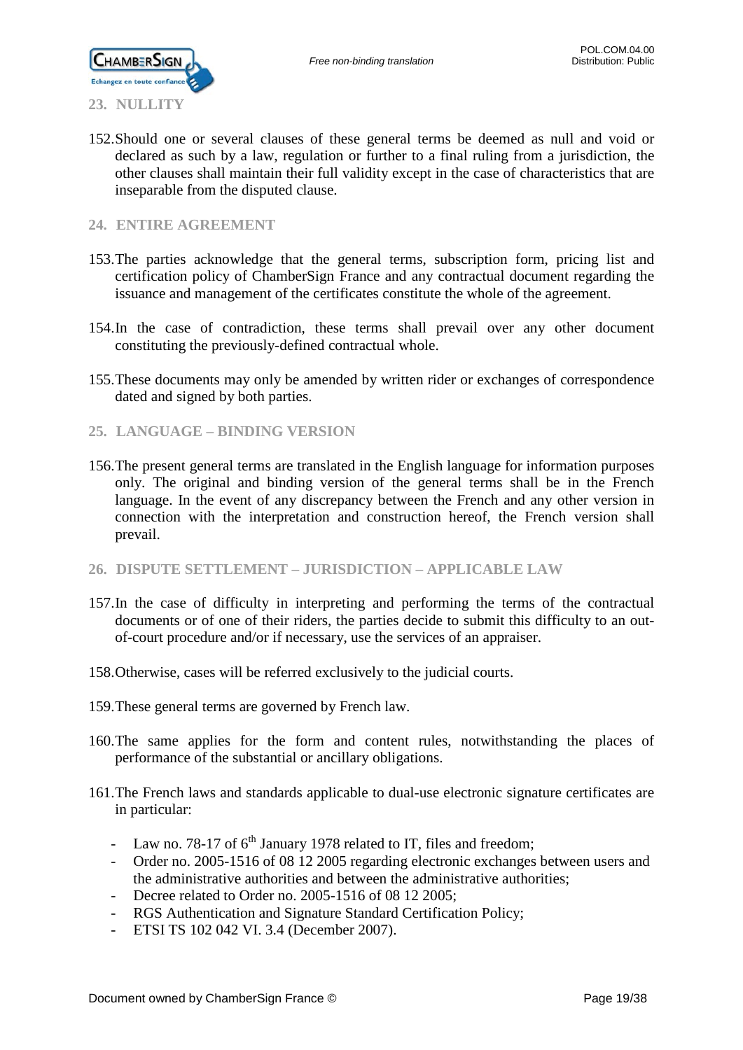## 23. NULLITY

152.Should one or several clauses of these general terms be deemed as null and void or declared as such by a law, regulation or further to a final ruling from a jurisdiction, the other clauses shall maintain their full validity except in the case of characteristics that are inseparable from the disputed clause.

## 24. ENTIRE AGREEMENT

153.The parties acknowledge that the general terms, subscription form, pricing list and certification policy of ChamberSign France and any contractual document regarding the issuance and management of the certificates constitute the whole of the agreement.

154.In the case of contradiction, these terms shall prevail over any other document constituting the previously-defined contractual whole.

155.These documents may only be amended by written rider or exchanges of correspondence dated and signed by both parties.

## 25. LANGUAGE – BINDING VERSION

156.The present general terms are translated in the English language for information purposes only. The original and binding version of the general terms shall be in the French language. In the event of any discrepancy between the French and any other version in connection with the interpretation and construction hereof, the French version shall prevail.

## 26. DISPUTE SETTLEMENT – JURISDICTION – APPLICABLE LAW

157.In the case of difficulty in interpreting and performing the terms of the contractual documents or of one of their riders, the parties decide to submit this difficulty to an out-of-court procedure and/or if necessary, use the services of an appraiser.

158.Otherwise, cases will be referred exclusively to the judicial courts.

159.These general terms are governed by French law.

160.The same applies for the form and content rules, notwithstanding the places of performance of the substantial or ancillary obligations.

161.The French laws and standards applicable to dual-use electronic signature certificates are in particular:

- Law no. 78-17 of 6th January 1978 related to IT, files and freedom;
- Order no. 2005-1516 of 08 12 2005 regarding electronic exchanges between users and the administrative authorities and between the administrative authorities;
- Decree related to Order no. 2005-1516 of 08 12 2005;
- RGS Authentication and Signature Standard Certification Policy;
- ETSI TS 102 042 VI. 3.4 (December 2007).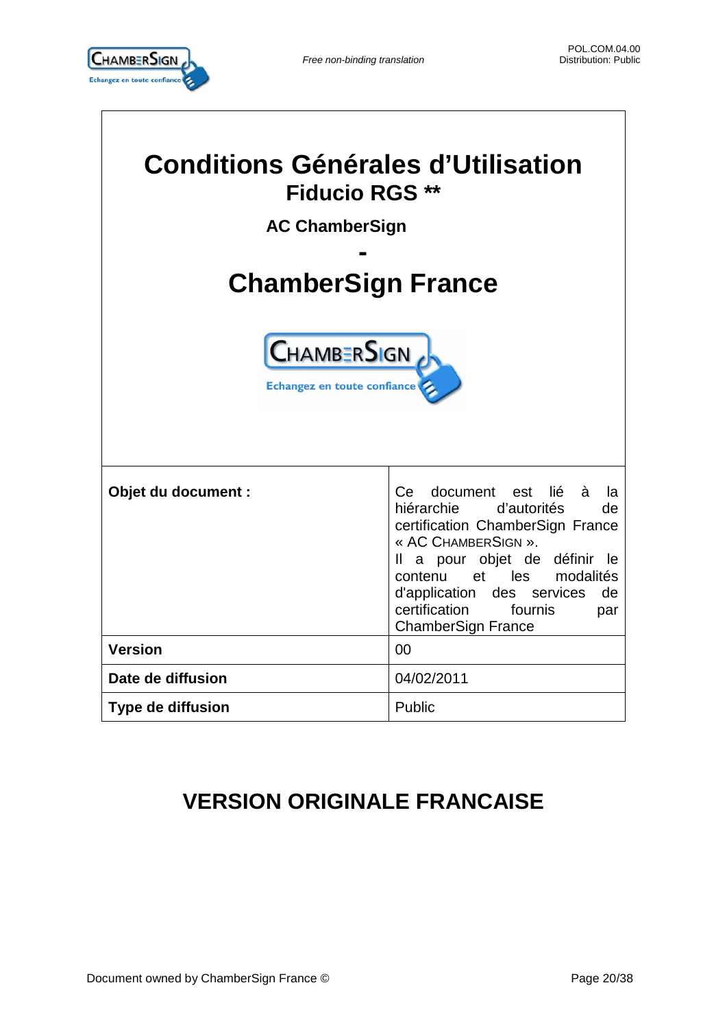# Conditions Générales d'Utilisation

## Fiducio RGS **

### AC ChamberSign

### -

# ChamberSign France

| Objet du document : | Ce document est lié à la hiérarchie d'autorités de certification ChamberSign France « AC CHAMBERSIGN ». Il a pour objet de définir le contenu et les modalités d'application des services de certification fournis par ChamberSign France |
|---|---|
| **Version** | 00 |
| **Date de diffusion** | 04/02/2011 |
| **Type de diffusion** | Public |

## VERSION ORIGINALE FRANCAISE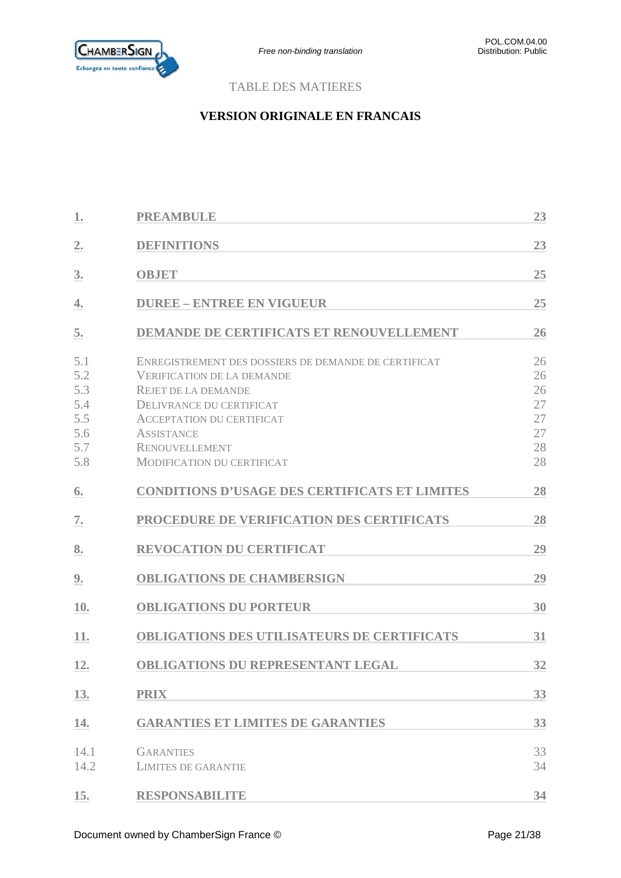TABLE DES MATIERES

**VERSION ORIGINALE EN FRANCAIS**

| | | |
|---|---|---|
| **1.** | **PREAMBULE** | **23** |
| **2.** | **DEFINITIONS** | **23** |
| **3.** | **OBJET** | **25** |
| **4.** | **DUREE – ENTREE EN VIGUEUR** | **25** |
| **5.** | **DEMANDE DE CERTIFICATS ET RENOUVELLEMENT** | **26** |
| 5.1 | ENREGISTREMENT DES DOSSIERS DE DEMANDE DE CERTIFICAT | 26 |
| 5.2 | VERIFICATION DE LA DEMANDE | 26 |
| 5.3 | REJET DE LA DEMANDE | 26 |
| 5.4 | DELIVRANCE DU CERTIFICAT | 27 |
| 5.5 | ACCEPTATION DU CERTIFICAT | 27 |
| 5.6 | ASSISTANCE | 27 |
| 5.7 | RENOUVELLEMENT | 28 |
| 5.8 | MODIFICATION DU CERTIFICAT | 28 |
| **6.** | **CONDITIONS D'USAGE DES CERTIFICATS ET LIMITES** | **28** |
| **7.** | **PROCEDURE DE VERIFICATION DES CERTIFICATS** | **28** |
| **8.** | **REVOCATION DU CERTIFICAT** | **29** |
| **9.** | **OBLIGATIONS DE CHAMBERSIGN** | **29** |
| **10.** | **OBLIGATIONS DU PORTEUR** | **30** |
| **11.** | **OBLIGATIONS DES UTILISATEURS DE CERTIFICATS** | **31** |
| **12.** | **OBLIGATIONS DU REPRESENTANT LEGAL** | **32** |
| **13.** | **PRIX** | **33** |
| **14.** | **GARANTIES ET LIMITES DE GARANTIES** | **33** |
| 14.1 | GARANTIES | 33 |
| 14.2 | LIMITES DE GARANTIE | 34 |
| **15.** | **RESPONSABILITE** | **34** |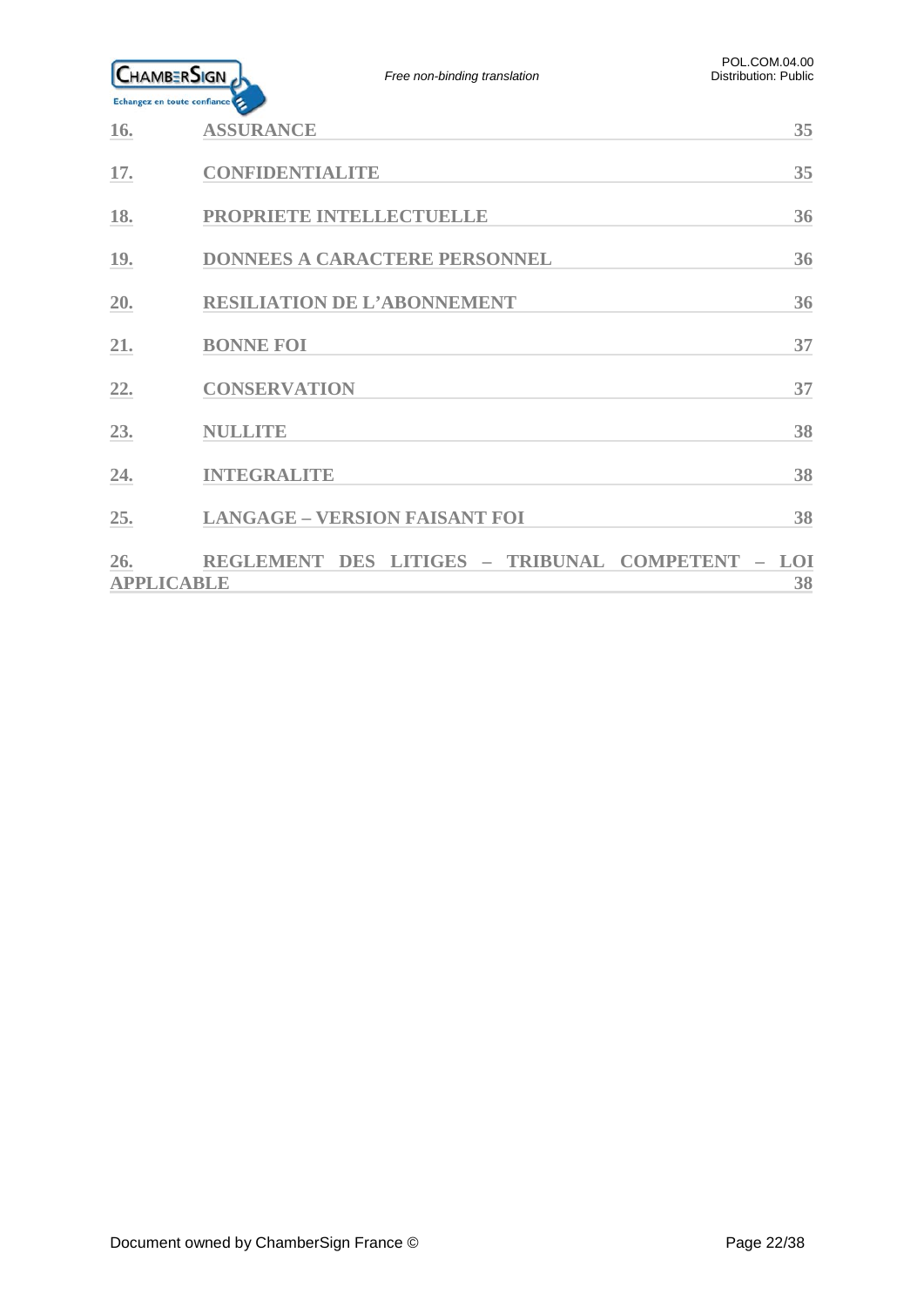16. ASSURANCE 35

17. CONFIDENTIALITE 35

18. PROPRIETE INTELLECTUELLE 36

19. DONNEES A CARACTERE PERSONNEL 36

20. RESILIATION DE L'ABONNEMENT 36

21. BONNE FOI 37

22. CONSERVATION 37

23. NULLITE 38

24. INTEGRALITE 38

25. LANGAGE – VERSION FAISANT FOI 38

26. REGLEMENT DES LITIGES – TRIBUNAL COMPETENT – LOI APPLICABLE 38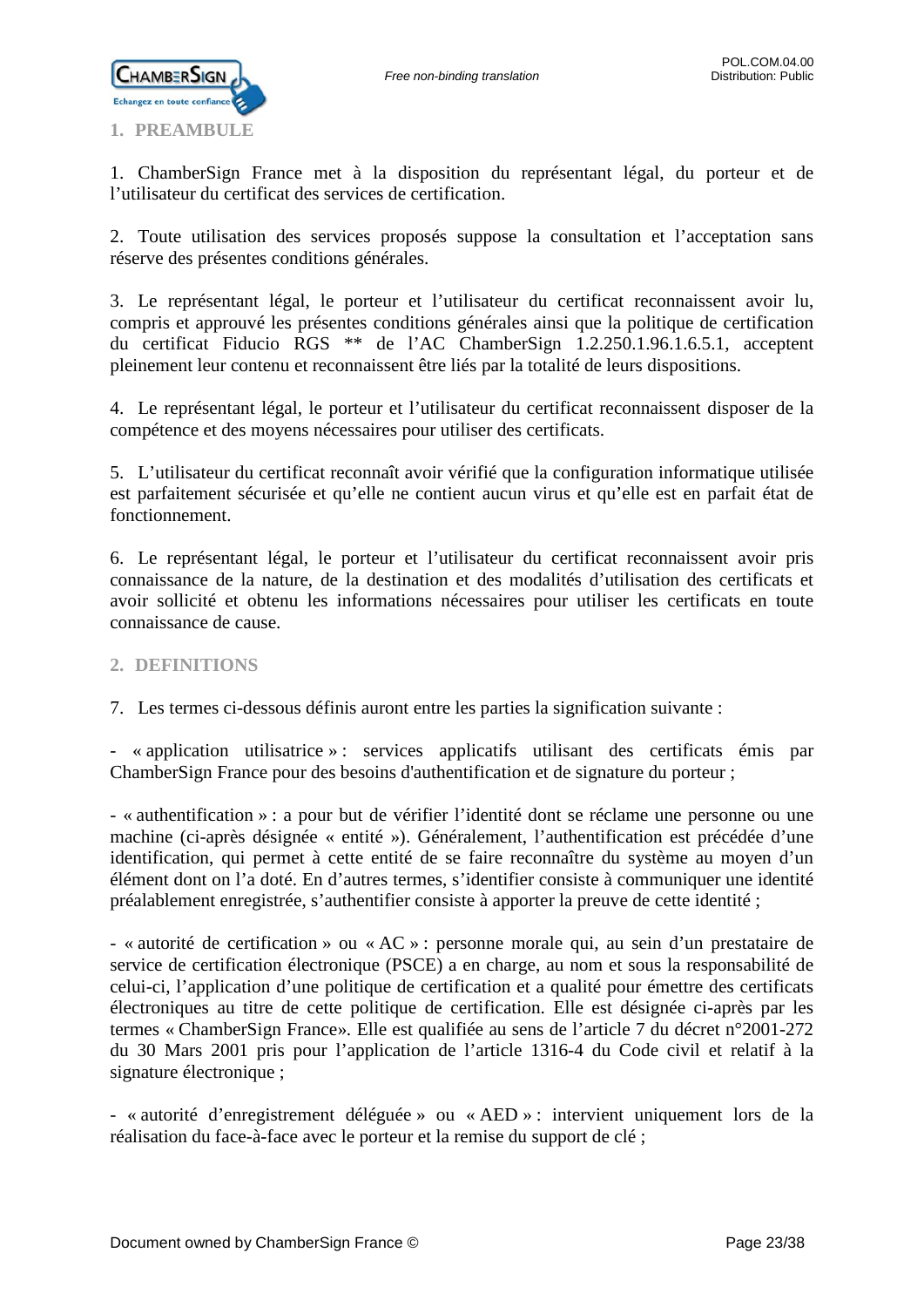## 1. PREAMBULE

1. ChamberSign France met à la disposition du représentant légal, du porteur et de l'utilisateur du certificat des services de certification.

2. Toute utilisation des services proposés suppose la consultation et l'acceptation sans réserve des présentes conditions générales.

3. Le représentant légal, le porteur et l'utilisateur du certificat reconnaissent avoir lu, compris et approuvé les présentes conditions générales ainsi que la politique de certification du certificat Fiducio RGS ** de l'AC ChamberSign 1.2.250.1.96.1.6.5.1, acceptent pleinement leur contenu et reconnaissent être liés par la totalité de leurs dispositions.

4. Le représentant légal, le porteur et l'utilisateur du certificat reconnaissent disposer de la compétence et des moyens nécessaires pour utiliser des certificats.

5. L'utilisateur du certificat reconnaît avoir vérifié que la configuration informatique utilisée est parfaitement sécurisée et qu'elle ne contient aucun virus et qu'elle est en parfait état de fonctionnement.

6. Le représentant légal, le porteur et l'utilisateur du certificat reconnaissent avoir pris connaissance de la nature, de la destination et des modalités d'utilisation des certificats et avoir sollicité et obtenu les informations nécessaires pour utiliser les certificats en toute connaissance de cause.

## 2. DEFINITIONS

7. Les termes ci-dessous définis auront entre les parties la signification suivante :

- « application utilisatrice » : services applicatifs utilisant des certificats émis par ChamberSign France pour des besoins d'authentification et de signature du porteur ;

- « authentification » : a pour but de vérifier l'identité dont se réclame une personne ou une machine (ci-après désignée « entité »). Généralement, l'authentification est précédée d'une identification, qui permet à cette entité de se faire reconnaître du système au moyen d'un élément dont on l'a doté. En d'autres termes, s'identifier consiste à communiquer une identité préalablement enregistrée, s'authentifier consiste à apporter la preuve de cette identité ;

- « autorité de certification » ou « AC » : personne morale qui, au sein d'un prestataire de service de certification électronique (PSCE) a en charge, au nom et sous la responsabilité de celui-ci, l'application d'une politique de certification et a qualité pour émettre des certificats électroniques au titre de cette politique de certification. Elle est désignée ci-après par les termes « ChamberSign France». Elle est qualifiée au sens de l'article 7 du décret n°2001-272 du 30 Mars 2001 pris pour l'application de l'article 1316-4 du Code civil et relatif à la signature électronique ;

- « autorité d'enregistrement déléguée » ou « AED » : intervient uniquement lors de la réalisation du face-à-face avec le porteur et la remise du support de clé ;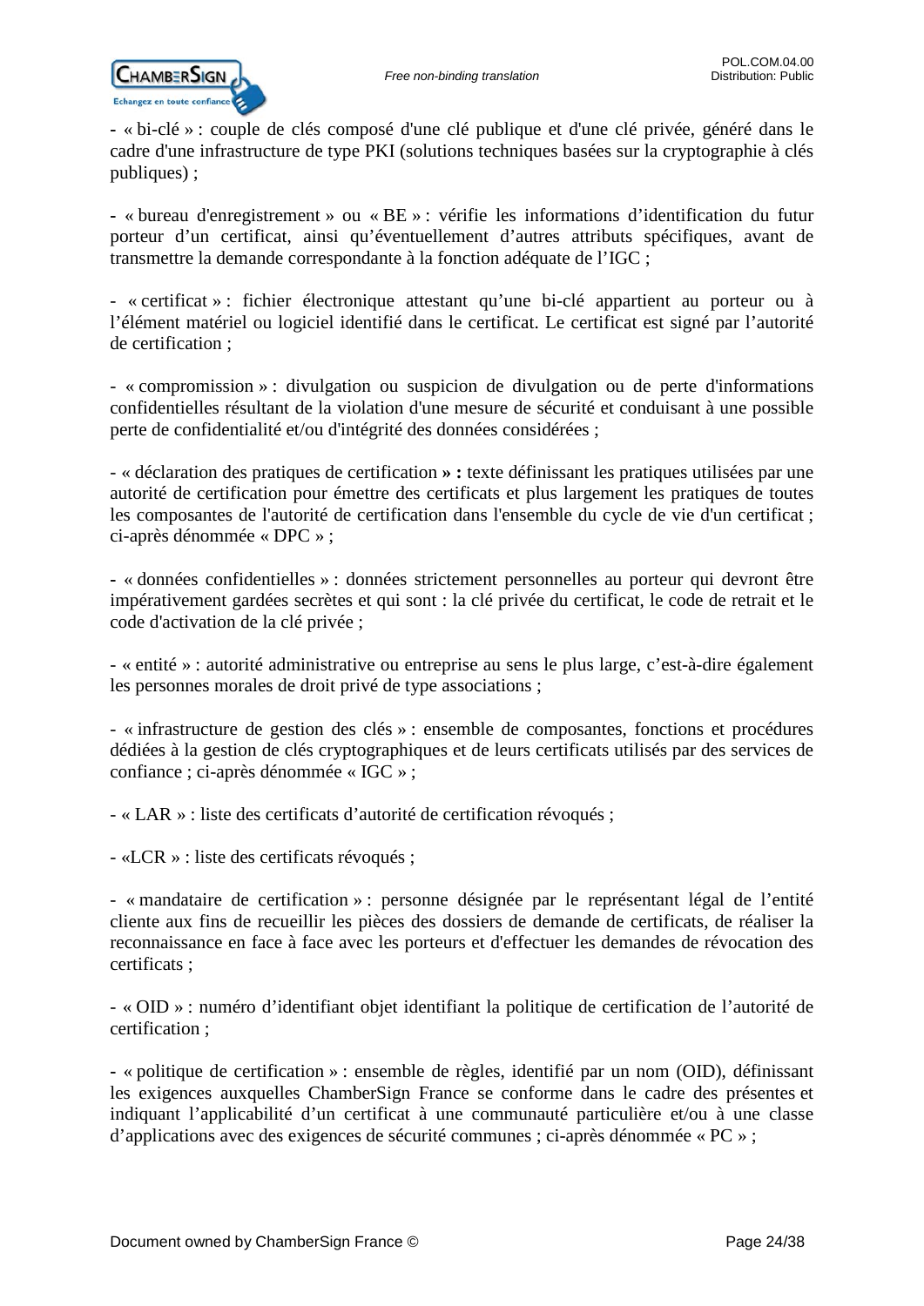- « bi-clé » : couple de clés composé d'une clé publique et d'une clé privée, généré dans le cadre d'une infrastructure de type PKI (solutions techniques basées sur la cryptographie à clés publiques) ;

- « bureau d'enregistrement » ou « BE » : vérifie les informations d'identification du futur porteur d'un certificat, ainsi qu'éventuellement d'autres attributs spécifiques, avant de transmettre la demande correspondante à la fonction adéquate de l'IGC ;

- « certificat » : fichier électronique attestant qu'une bi-clé appartient au porteur ou à l'élément matériel ou logiciel identifié dans le certificat. Le certificat est signé par l'autorité de certification ;

- « compromission » : divulgation ou suspicion de divulgation ou de perte d'informations confidentielles résultant de la violation d'une mesure de sécurité et conduisant à une possible perte de confidentialité et/ou d'intégrité des données considérées ;

- « déclaration des pratiques de certification **» :** texte définissant les pratiques utilisées par une autorité de certification pour émettre des certificats et plus largement les pratiques de toutes les composantes de l'autorité de certification dans l'ensemble du cycle de vie d'un certificat ; ci-après dénommée « DPC » ;

- « données confidentielles » : données strictement personnelles au porteur qui devront être impérativement gardées secrètes et qui sont : la clé privée du certificat, le code de retrait et le code d'activation de la clé privée ;

- « entité » : autorité administrative ou entreprise au sens le plus large, c'est-à-dire également les personnes morales de droit privé de type associations ;

- « infrastructure de gestion des clés » : ensemble de composantes, fonctions et procédures dédiées à la gestion de clés cryptographiques et de leurs certificats utilisés par des services de confiance ; ci-après dénommée « IGC » ;

- « LAR » : liste des certificats d'autorité de certification révoqués ;

- «LCR » : liste des certificats révoqués ;

- « mandataire de certification » : personne désignée par le représentant légal de l'entité cliente aux fins de recueillir les pièces des dossiers de demande de certificats, de réaliser la reconnaissance en face à face avec les porteurs et d'effectuer les demandes de révocation des certificats ;

- « OID » : numéro d'identifiant objet identifiant la politique de certification de l'autorité de certification ;

- « politique de certification » : ensemble de règles, identifié par un nom (OID), définissant les exigences auxquelles ChamberSign France se conforme dans le cadre des présentes et indiquant l'applicabilité d'un certificat à une communauté particulière et/ou à une classe d'applications avec des exigences de sécurité communes ; ci-après dénommée « PC » ;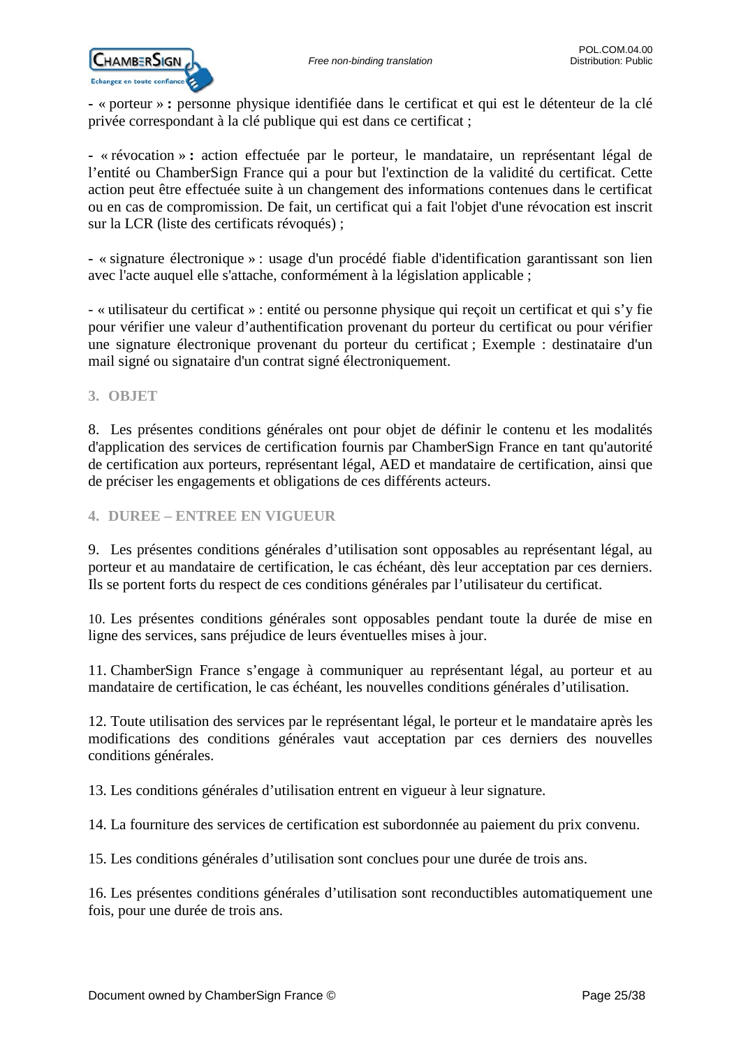- « porteur » **:** personne physique identifiée dans le certificat et qui est le détenteur de la clé privée correspondant à la clé publique qui est dans ce certificat ;

- « révocation » **:** action effectuée par le porteur, le mandataire, un représentant légal de l'entité ou ChamberSign France qui a pour but l'extinction de la validité du certificat. Cette action peut être effectuée suite à un changement des informations contenues dans le certificat ou en cas de compromission. De fait, un certificat qui a fait l'objet d'une révocation est inscrit sur la LCR (liste des certificats révoqués) ;

- « signature électronique » : usage d'un procédé fiable d'identification garantissant son lien avec l'acte auquel elle s'attache, conformément à la législation applicable ;

- « utilisateur du certificat » : entité ou personne physique qui reçoit un certificat et qui s'y fie pour vérifier une valeur d'authentification provenant du porteur du certificat ou pour vérifier une signature électronique provenant du porteur du certificat ; Exemple : destinataire d'un mail signé ou signataire d'un contrat signé électroniquement.

## 3. OBJET

8. Les présentes conditions générales ont pour objet de définir le contenu et les modalités d'application des services de certification fournis par ChamberSign France en tant qu'autorité de certification aux porteurs, représentant légal, AED et mandataire de certification, ainsi que de préciser les engagements et obligations de ces différents acteurs.

## 4. DUREE – ENTREE EN VIGUEUR

9. Les présentes conditions générales d'utilisation sont opposables au représentant légal, au porteur et au mandataire de certification, le cas échéant, dès leur acceptation par ces derniers. Ils se portent forts du respect de ces conditions générales par l'utilisateur du certificat.

10. Les présentes conditions générales sont opposables pendant toute la durée de mise en ligne des services, sans préjudice de leurs éventuelles mises à jour.

11. ChamberSign France s'engage à communiquer au représentant légal, au porteur et au mandataire de certification, le cas échéant, les nouvelles conditions générales d'utilisation.

12. Toute utilisation des services par le représentant légal, le porteur et le mandataire après les modifications des conditions générales vaut acceptation par ces derniers des nouvelles conditions générales.

13. Les conditions générales d'utilisation entrent en vigueur à leur signature.

14. La fourniture des services de certification est subordonnée au paiement du prix convenu.

15. Les conditions générales d'utilisation sont conclues pour une durée de trois ans.

16. Les présentes conditions générales d'utilisation sont reconductibles automatiquement une fois, pour une durée de trois ans.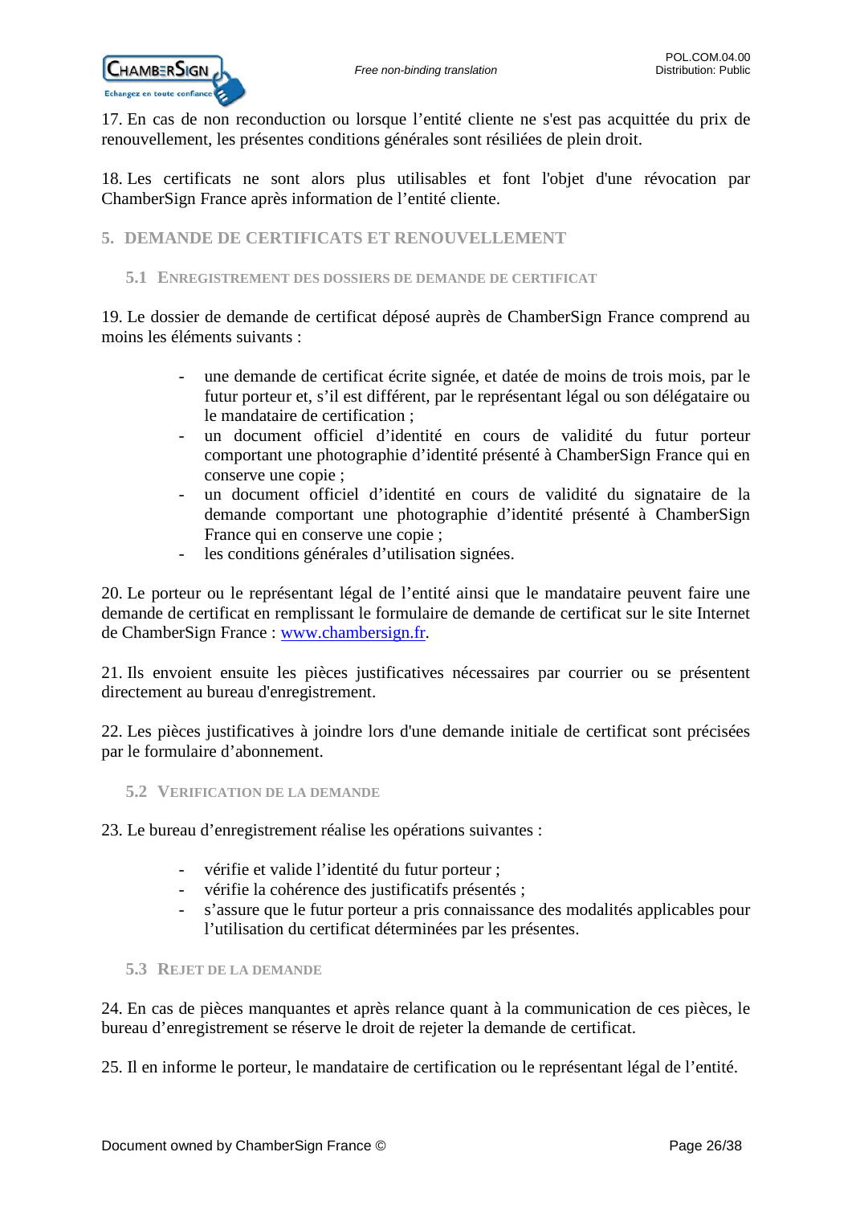17. En cas de non reconduction ou lorsque l'entité cliente ne s'est pas acquittée du prix de renouvellement, les présentes conditions générales sont résiliées de plein droit.

18. Les certificats ne sont alors plus utilisables et font l'objet d'une révocation par ChamberSign France après information de l'entité cliente.

## 5. DEMANDE DE CERTIFICATS ET RENOUVELLEMENT

### 5.1 ENREGISTREMENT DES DOSSIERS DE DEMANDE DE CERTIFICAT

19. Le dossier de demande de certificat déposé auprès de ChamberSign France comprend au moins les éléments suivants :

- une demande de certificat écrite signée, et datée de moins de trois mois, par le futur porteur et, s'il est différent, par le représentant légal ou son délégataire ou le mandataire de certification ;
- un document officiel d'identité en cours de validité du futur porteur comportant une photographie d'identité présenté à ChamberSign France qui en conserve une copie ;
- un document officiel d'identité en cours de validité du signataire de la demande comportant une photographie d'identité présenté à ChamberSign France qui en conserve une copie ;
- les conditions générales d'utilisation signées.

20. Le porteur ou le représentant légal de l'entité ainsi que le mandataire peuvent faire une demande de certificat en remplissant le formulaire de demande de certificat sur le site Internet de ChamberSign France : [www.chambersign.fr](http://www.chambersign.fr).

21. Ils envoient ensuite les pièces justificatives nécessaires par courrier ou se présentent directement au bureau d'enregistrement.

22. Les pièces justificatives à joindre lors d'une demande initiale de certificat sont précisées par le formulaire d'abonnement.

### 5.2 VERIFICATION DE LA DEMANDE

23. Le bureau d'enregistrement réalise les opérations suivantes :

- vérifie et valide l'identité du futur porteur ;
- vérifie la cohérence des justificatifs présentés ;
- s'assure que le futur porteur a pris connaissance des modalités applicables pour l'utilisation du certificat déterminées par les présentes.

### 5.3 REJET DE LA DEMANDE

24. En cas de pièces manquantes et après relance quant à la communication de ces pièces, le bureau d'enregistrement se réserve le droit de rejeter la demande de certificat.

25. Il en informe le porteur, le mandataire de certification ou le représentant légal de l'entité.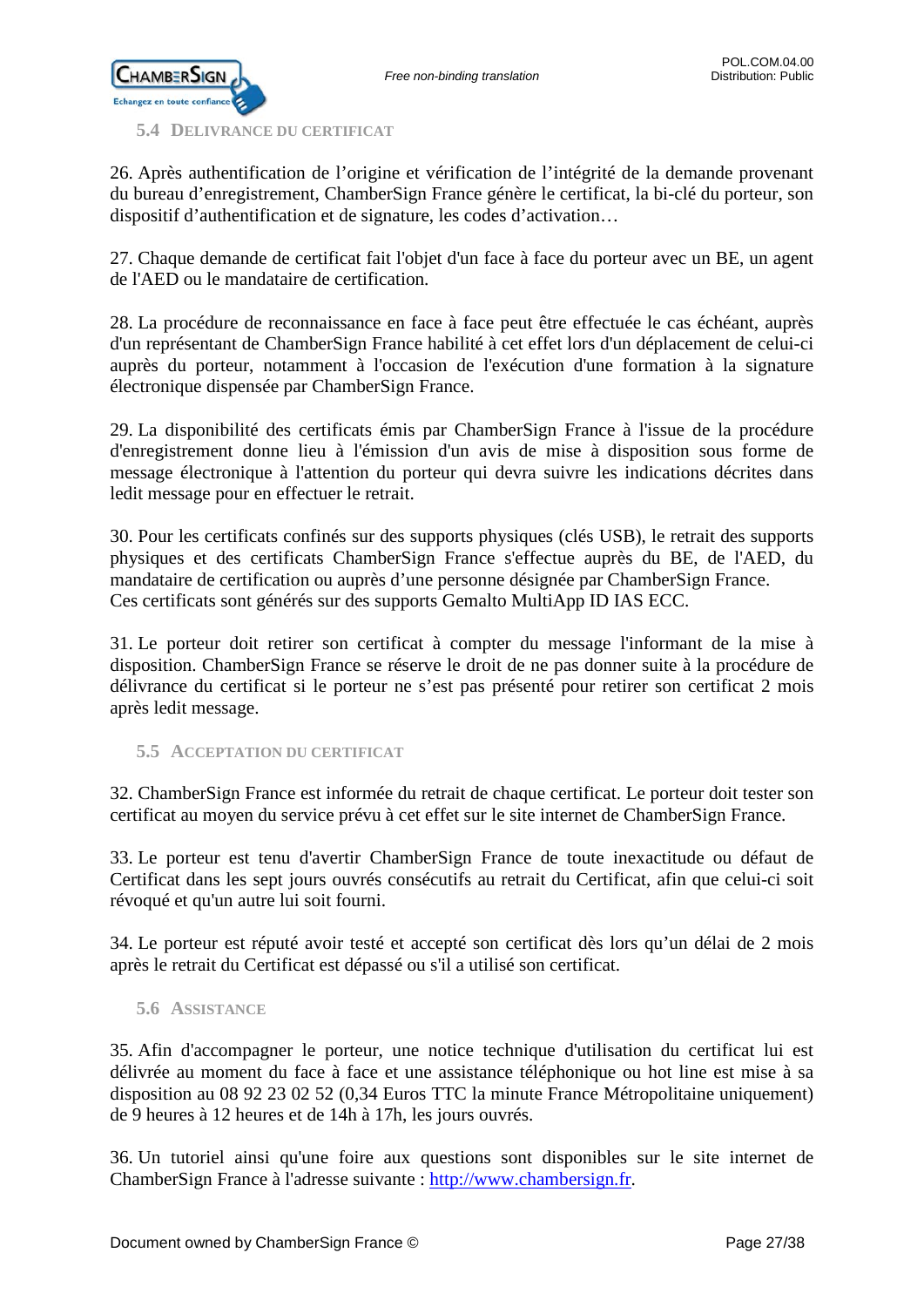### 5.4 Delivrance du certificat

26. Après authentification de l'origine et vérification de l'intégrité de la demande provenant du bureau d'enregistrement, ChamberSign France génère le certificat, la bi-clé du porteur, son dispositif d'authentification et de signature, les codes d'activation…

27. Chaque demande de certificat fait l'objet d'un face à face du porteur avec un BE, un agent de l'AED ou le mandataire de certification.

28. La procédure de reconnaissance en face à face peut être effectuée le cas échéant, auprès d'un représentant de ChamberSign France habilité à cet effet lors d'un déplacement de celui-ci auprès du porteur, notamment à l'occasion de l'exécution d'une formation à la signature électronique dispensée par ChamberSign France.

29. La disponibilité des certificats émis par ChamberSign France à l'issue de la procédure d'enregistrement donne lieu à l'émission d'un avis de mise à disposition sous forme de message électronique à l'attention du porteur qui devra suivre les indications décrites dans ledit message pour en effectuer le retrait.

30. Pour les certificats confinés sur des supports physiques (clés USB), le retrait des supports physiques et des certificats ChamberSign France s'effectue auprès du BE, de l'AED, du mandataire de certification ou auprès d'une personne désignée par ChamberSign France.
Ces certificats sont générés sur des supports Gemalto MultiApp ID IAS ECC.

31. Le porteur doit retirer son certificat à compter du message l'informant de la mise à disposition. ChamberSign France se réserve le droit de ne pas donner suite à la procédure de délivrance du certificat si le porteur ne s'est pas présenté pour retirer son certificat 2 mois après ledit message.

### 5.5 Acceptation du certificat

32. ChamberSign France est informée du retrait de chaque certificat. Le porteur doit tester son certificat au moyen du service prévu à cet effet sur le site internet de ChamberSign France.

33. Le porteur est tenu d'avertir ChamberSign France de toute inexactitude ou défaut de Certificat dans les sept jours ouvrés consécutifs au retrait du Certificat, afin que celui-ci soit révoqué et qu'un autre lui soit fourni.

34. Le porteur est réputé avoir testé et accepté son certificat dès lors qu'un délai de 2 mois après le retrait du Certificat est dépassé ou s'il a utilisé son certificat.

### 5.6 Assistance

35. Afin d'accompagner le porteur, une notice technique d'utilisation du certificat lui est délivrée au moment du face à face et une assistance téléphonique ou hot line est mise à sa disposition au 08 92 23 02 52 (0,34 Euros TTC la minute France Métropolitaine uniquement) de 9 heures à 12 heures et de 14h à 17h, les jours ouvrés.

36. Un tutoriel ainsi qu'une foire aux questions sont disponibles sur le site internet de ChamberSign France à l'adresse suivante : http://www.chambersign.fr.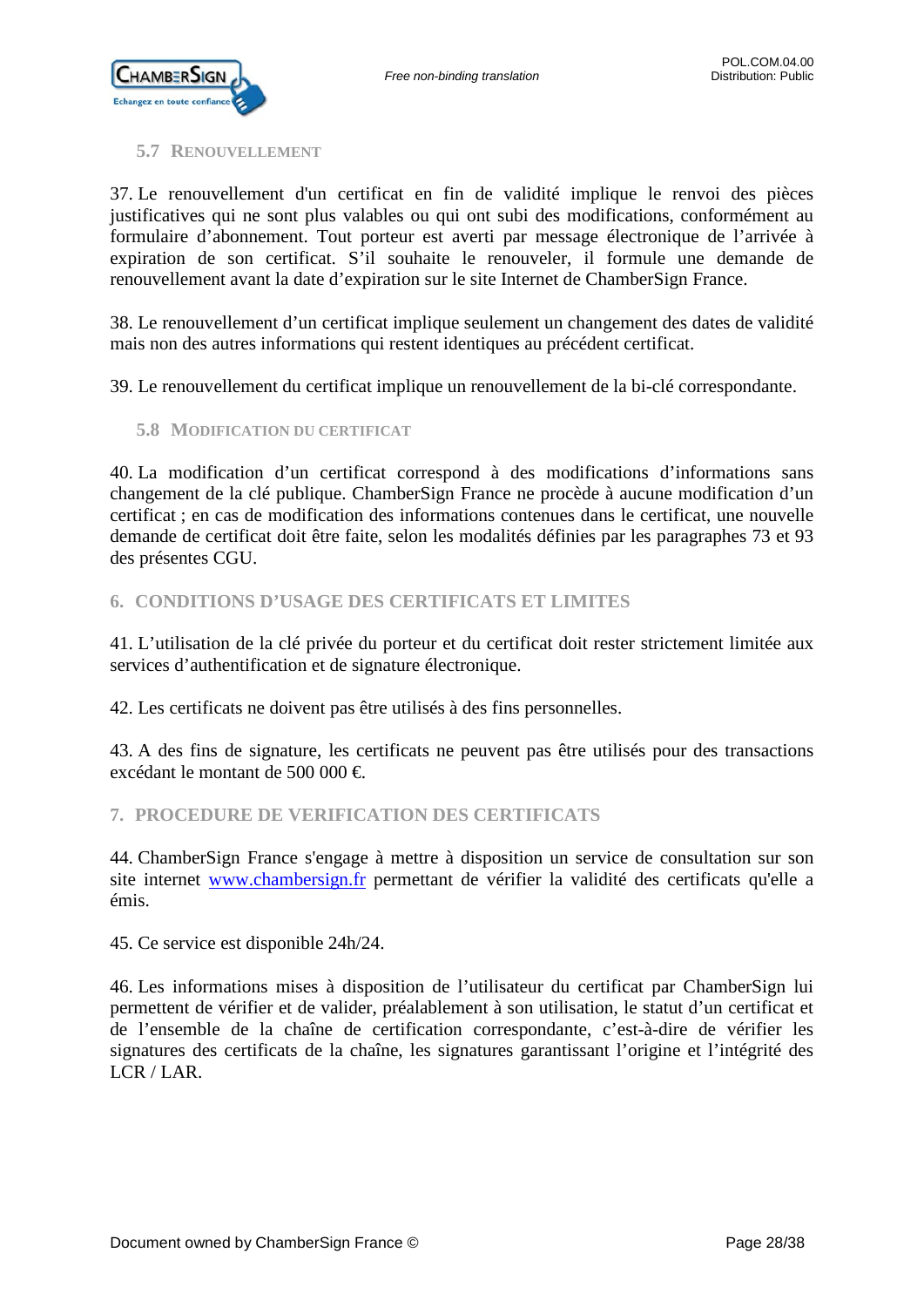### 5.7 Renouvellement

37. Le renouvellement d'un certificat en fin de validité implique le renvoi des pièces justificatives qui ne sont plus valables ou qui ont subi des modifications, conformément au formulaire d’abonnement. Tout porteur est averti par message électronique de l’arrivée à expiration de son certificat. S’il souhaite le renouveler, il formule une demande de renouvellement avant la date d’expiration sur le site Internet de ChamberSign France.

38. Le renouvellement d’un certificat implique seulement un changement des dates de validité mais non des autres informations qui restent identiques au précédent certificat.

39. Le renouvellement du certificat implique un renouvellement de la bi-clé correspondante.

### 5.8 Modification du certificat

40. La modification d’un certificat correspond à des modifications d’informations sans changement de la clé publique. ChamberSign France ne procède à aucune modification d’un certificat ; en cas de modification des informations contenues dans le certificat, une nouvelle demande de certificat doit être faite, selon les modalités définies par les paragraphes 73 et 93 des présentes CGU.

## 6. CONDITIONS D’USAGE DES CERTIFICATS ET LIMITES

41. L’utilisation de la clé privée du porteur et du certificat doit rester strictement limitée aux services d’authentification et de signature électronique.

42. Les certificats ne doivent pas être utilisés à des fins personnelles.

43. A des fins de signature, les certificats ne peuvent pas être utilisés pour des transactions excédant le montant de 500 000 €.

## 7. PROCEDURE DE VERIFICATION DES CERTIFICATS

44. ChamberSign France s'engage à mettre à disposition un service de consultation sur son site internet [www.chambersign.fr](http://www.chambersign.fr) permettant de vérifier la validité des certificats qu'elle a émis.

45. Ce service est disponible 24h/24.

46. Les informations mises à disposition de l’utilisateur du certificat par ChamberSign lui permettent de vérifier et de valider, préalablement à son utilisation, le statut d’un certificat et de l’ensemble de la chaîne de certification correspondante, c’est-à-dire de vérifier les signatures des certificats de la chaîne, les signatures garantissant l’origine et l’intégrité des LCR / LAR.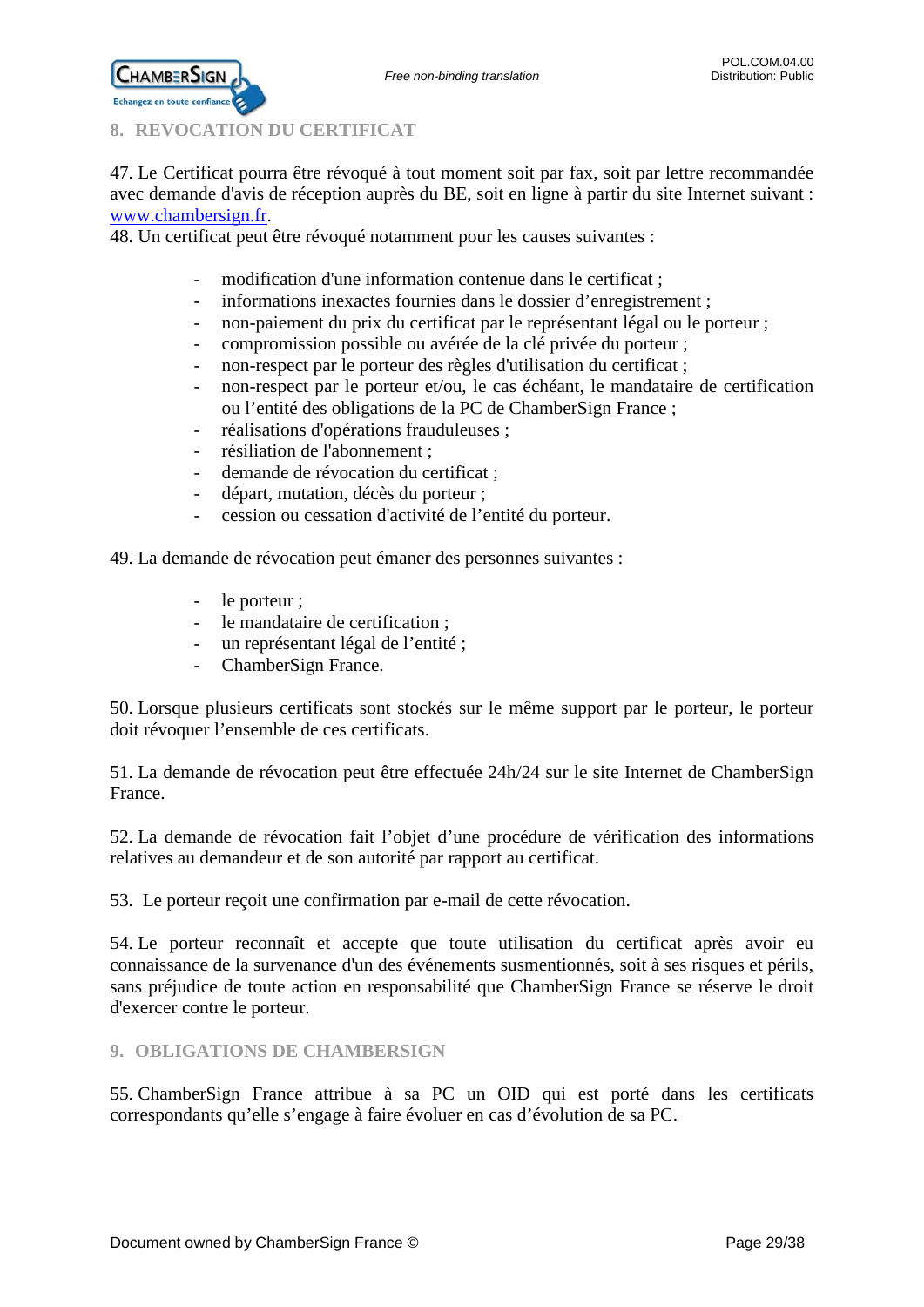## 8. REVOCATION DU CERTIFICAT

47. Le Certificat pourra être révoqué à tout moment soit par fax, soit par lettre recommandée avec demande d'avis de réception auprès du BE, soit en ligne à partir du site Internet suivant : www.chambersign.fr.

48. Un certificat peut être révoqué notamment pour les causes suivantes :

- modification d'une information contenue dans le certificat ;
- informations inexactes fournies dans le dossier d'enregistrement ;
- non-paiement du prix du certificat par le représentant légal ou le porteur ;
- compromission possible ou avérée de la clé privée du porteur ;
- non-respect par le porteur des règles d'utilisation du certificat ;
- non-respect par le porteur et/ou, le cas échéant, le mandataire de certification ou l'entité des obligations de la PC de ChamberSign France ;
- réalisations d'opérations frauduleuses ;
- résiliation de l'abonnement ;
- demande de révocation du certificat ;
- départ, mutation, décès du porteur ;
- cession ou cessation d'activité de l'entité du porteur.

49. La demande de révocation peut émaner des personnes suivantes :

- le porteur ;
- le mandataire de certification ;
- un représentant légal de l'entité ;
- ChamberSign France.

50. Lorsque plusieurs certificats sont stockés sur le même support par le porteur, le porteur doit révoquer l'ensemble de ces certificats.

51. La demande de révocation peut être effectuée 24h/24 sur le site Internet de ChamberSign France.

52. La demande de révocation fait l'objet d'une procédure de vérification des informations relatives au demandeur et de son autorité par rapport au certificat.

53. Le porteur reçoit une confirmation par e-mail de cette révocation.

54. Le porteur reconnaît et accepte que toute utilisation du certificat après avoir eu connaissance de la survenance d'un des événements susmentionnés, soit à ses risques et périls, sans préjudice de toute action en responsabilité que ChamberSign France se réserve le droit d'exercer contre le porteur.

## 9. OBLIGATIONS DE CHAMBERSIGN

55. ChamberSign France attribue à sa PC un OID qui est porté dans les certificats correspondants qu'elle s'engage à faire évoluer en cas d'évolution de sa PC.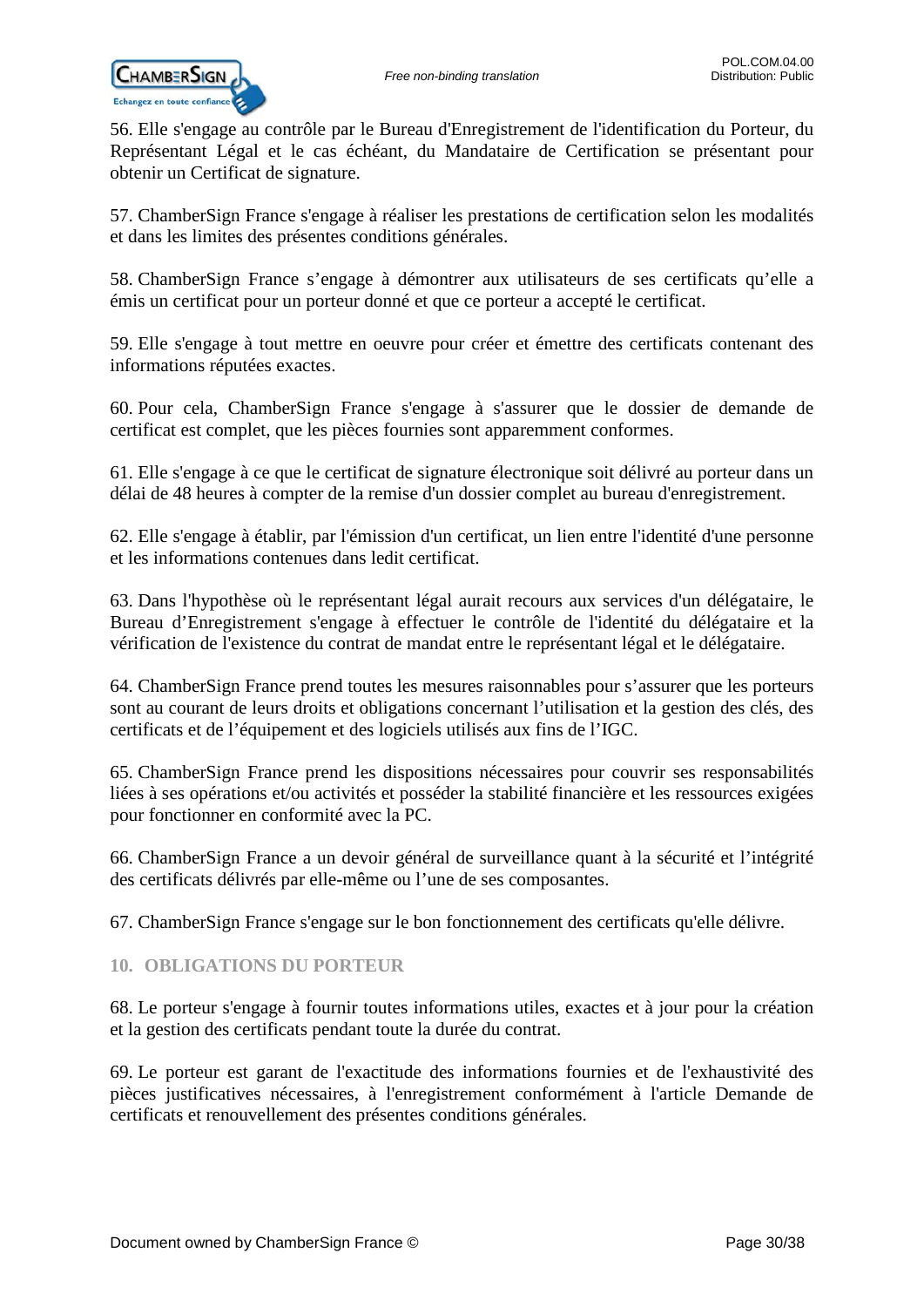56. Elle s'engage au contrôle par le Bureau d'Enregistrement de l'identification du Porteur, du Représentant Légal et le cas échéant, du Mandataire de Certification se présentant pour obtenir un Certificat de signature.

57. ChamberSign France s'engage à réaliser les prestations de certification selon les modalités et dans les limites des présentes conditions générales.

58. ChamberSign France s’engage à démontrer aux utilisateurs de ses certificats qu’elle a émis un certificat pour un porteur donné et que ce porteur a accepté le certificat.

59. Elle s'engage à tout mettre en oeuvre pour créer et émettre des certificats contenant des informations réputées exactes.

60. Pour cela, ChamberSign France s'engage à s'assurer que le dossier de demande de certificat est complet, que les pièces fournies sont apparemment conformes.

61. Elle s'engage à ce que le certificat de signature électronique soit délivré au porteur dans un délai de 48 heures à compter de la remise d'un dossier complet au bureau d'enregistrement.

62. Elle s'engage à établir, par l'émission d'un certificat, un lien entre l'identité d'une personne et les informations contenues dans ledit certificat.

63. Dans l'hypothèse où le représentant légal aurait recours aux services d'un délégataire, le Bureau d’Enregistrement s'engage à effectuer le contrôle de l'identité du délégataire et la vérification de l'existence du contrat de mandat entre le représentant légal et le délégataire.

64. ChamberSign France prend toutes les mesures raisonnables pour s’assurer que les porteurs sont au courant de leurs droits et obligations concernant l’utilisation et la gestion des clés, des certificats et de l’équipement et des logiciels utilisés aux fins de l’IGC.

65. ChamberSign France prend les dispositions nécessaires pour couvrir ses responsabilités liées à ses opérations et/ou activités et posséder la stabilité financière et les ressources exigées pour fonctionner en conformité avec la PC.

66. ChamberSign France a un devoir général de surveillance quant à la sécurité et l’intégrité des certificats délivrés par elle-même ou l’une de ses composantes.

67. ChamberSign France s'engage sur le bon fonctionnement des certificats qu'elle délivre.

## 10. OBLIGATIONS DU PORTEUR

68. Le porteur s'engage à fournir toutes informations utiles, exactes et à jour pour la création et la gestion des certificats pendant toute la durée du contrat.

69. Le porteur est garant de l'exactitude des informations fournies et de l'exhaustivité des pièces justificatives nécessaires, à l'enregistrement conformément à l'article Demande de certificats et renouvellement des présentes conditions générales.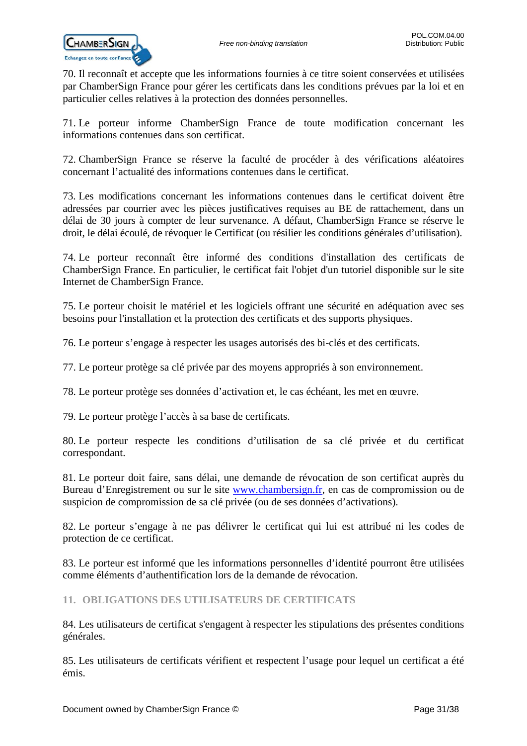70. Il reconnaît et accepte que les informations fournies à ce titre soient conservées et utilisées par ChamberSign France pour gérer les certificats dans les conditions prévues par la loi et en particulier celles relatives à la protection des données personnelles.

71. Le porteur informe ChamberSign France de toute modification concernant les informations contenues dans son certificat.

72. ChamberSign France se réserve la faculté de procéder à des vérifications aléatoires concernant l'actualité des informations contenues dans le certificat.

73. Les modifications concernant les informations contenues dans le certificat doivent être adressées par courrier avec les pièces justificatives requises au BE de rattachement, dans un délai de 30 jours à compter de leur survenance. A défaut, ChamberSign France se réserve le droit, le délai écoulé, de révoquer le Certificat (ou résilier les conditions générales d'utilisation).

74. Le porteur reconnaît être informé des conditions d'installation des certificats de ChamberSign France. En particulier, le certificat fait l'objet d'un tutoriel disponible sur le site Internet de ChamberSign France.

75. Le porteur choisit le matériel et les logiciels offrant une sécurité en adéquation avec ses besoins pour l'installation et la protection des certificats et des supports physiques.

76. Le porteur s'engage à respecter les usages autorisés des bi-clés et des certificats.

77. Le porteur protège sa clé privée par des moyens appropriés à son environnement.

78. Le porteur protège ses données d'activation et, le cas échéant, les met en œuvre.

79. Le porteur protège l'accès à sa base de certificats.

80. Le porteur respecte les conditions d'utilisation de sa clé privée et du certificat correspondant.

81. Le porteur doit faire, sans délai, une demande de révocation de son certificat auprès du Bureau d'Enregistrement ou sur le site www.chambersign.fr, en cas de compromission ou de suspicion de compromission de sa clé privée (ou de ses données d'activations).

82. Le porteur s'engage à ne pas délivrer le certificat qui lui est attribué ni les codes de protection de ce certificat.

83. Le porteur est informé que les informations personnelles d'identité pourront être utilisées comme éléments d'authentification lors de la demande de révocation.

## 11. OBLIGATIONS DES UTILISATEURS DE CERTIFICATS

84. Les utilisateurs de certificat s'engagent à respecter les stipulations des présentes conditions générales.

85. Les utilisateurs de certificats vérifient et respectent l'usage pour lequel un certificat a été émis.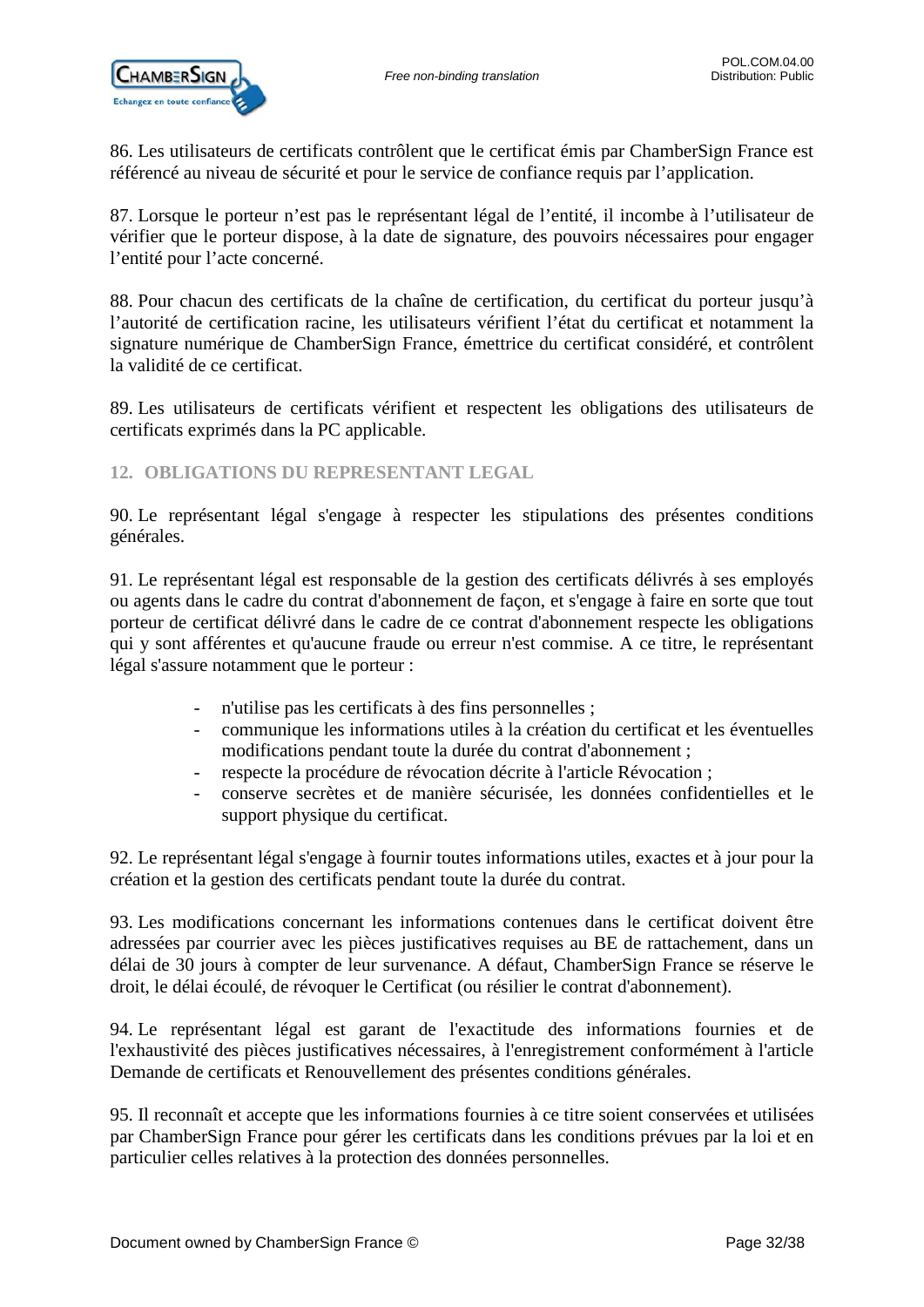86. Les utilisateurs de certificats contrôlent que le certificat émis par ChamberSign France est référencé au niveau de sécurité et pour le service de confiance requis par l'application.

87. Lorsque le porteur n'est pas le représentant légal de l'entité, il incombe à l'utilisateur de vérifier que le porteur dispose, à la date de signature, des pouvoirs nécessaires pour engager l'entité pour l'acte concerné.

88. Pour chacun des certificats de la chaîne de certification, du certificat du porteur jusqu'à l'autorité de certification racine, les utilisateurs vérifient l'état du certificat et notamment la signature numérique de ChamberSign France, émettrice du certificat considéré, et contrôlent la validité de ce certificat.

89. Les utilisateurs de certificats vérifient et respectent les obligations des utilisateurs de certificats exprimés dans la PC applicable.

## 12. OBLIGATIONS DU REPRESENTANT LEGAL

90. Le représentant légal s'engage à respecter les stipulations des présentes conditions générales.

91. Le représentant légal est responsable de la gestion des certificats délivrés à ses employés ou agents dans le cadre du contrat d'abonnement de façon, et s'engage à faire en sorte que tout porteur de certificat délivré dans le cadre de ce contrat d'abonnement respecte les obligations qui y sont afférentes et qu'aucune fraude ou erreur n'est commise. A ce titre, le représentant légal s'assure notamment que le porteur :

- n'utilise pas les certificats à des fins personnelles ;
- communique les informations utiles à la création du certificat et les éventuelles modifications pendant toute la durée du contrat d'abonnement ;
- respecte la procédure de révocation décrite à l'article Révocation ;
- conserve secrètes et de manière sécurisée, les données confidentielles et le support physique du certificat.

92. Le représentant légal s'engage à fournir toutes informations utiles, exactes et à jour pour la création et la gestion des certificats pendant toute la durée du contrat.

93. Les modifications concernant les informations contenues dans le certificat doivent être adressées par courrier avec les pièces justificatives requises au BE de rattachement, dans un délai de 30 jours à compter de leur survenance. A défaut, ChamberSign France se réserve le droit, le délai écoulé, de révoquer le Certificat (ou résilier le contrat d'abonnement).

94. Le représentant légal est garant de l'exactitude des informations fournies et de l'exhaustivité des pièces justificatives nécessaires, à l'enregistrement conformément à l'article Demande de certificats et Renouvellement des présentes conditions générales.

95. Il reconnaît et accepte que les informations fournies à ce titre soient conservées et utilisées par ChamberSign France pour gérer les certificats dans les conditions prévues par la loi et en particulier celles relatives à la protection des données personnelles.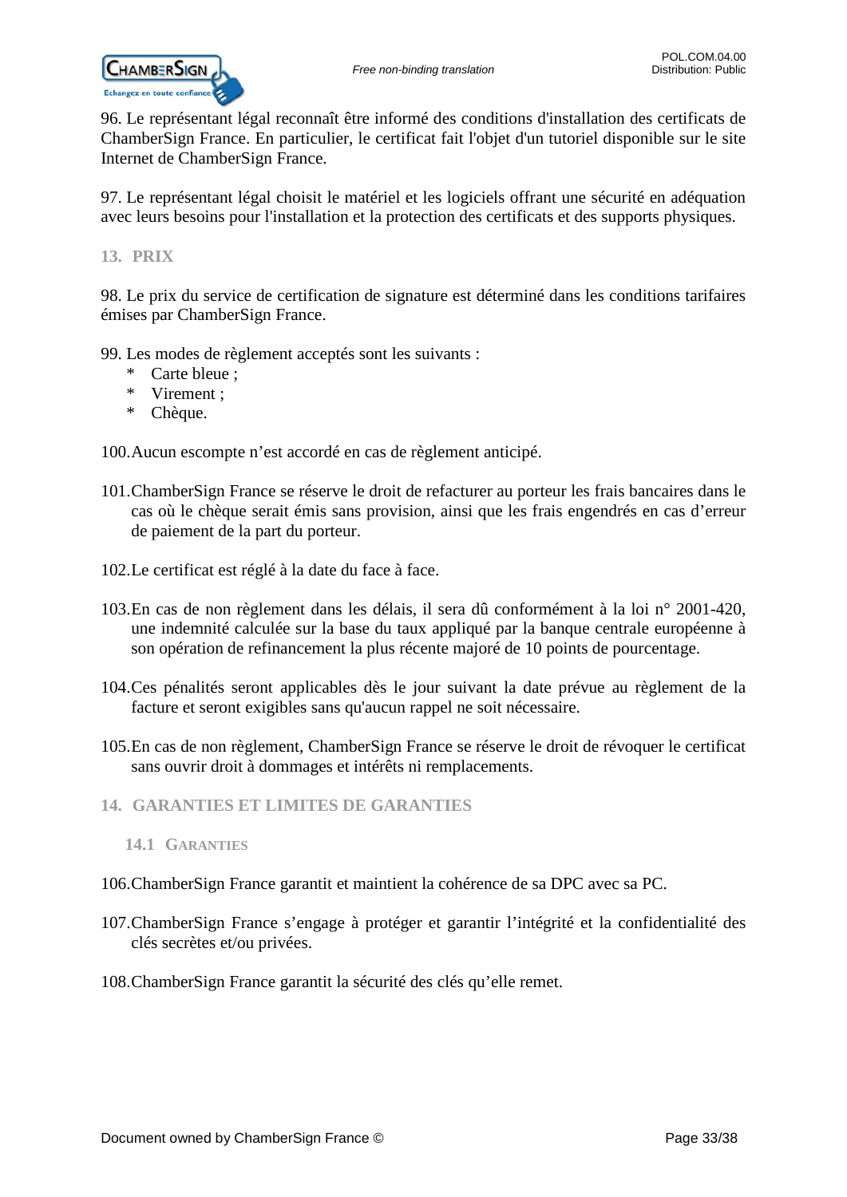96. Le représentant légal reconnaît être informé des conditions d'installation des certificats de ChamberSign France. En particulier, le certificat fait l'objet d'un tutoriel disponible sur le site Internet de ChamberSign France.

97. Le représentant légal choisit le matériel et les logiciels offrant une sécurité en adéquation avec leurs besoins pour l'installation et la protection des certificats et des supports physiques.

## 13. PRIX

98. Le prix du service de certification de signature est déterminé dans les conditions tarifaires émises par ChamberSign France.

99. Les modes de règlement acceptés sont les suivants :

- Carte bleue ;
- Virement ;
- Chèque.

100. Aucun escompte n'est accordé en cas de règlement anticipé.

101. ChamberSign France se réserve le droit de refacturer au porteur les frais bancaires dans le cas où le chèque serait émis sans provision, ainsi que les frais engendrés en cas d'erreur de paiement de la part du porteur.

102. Le certificat est réglé à la date du face à face.

103. En cas de non règlement dans les délais, il sera dû conformément à la loi n° 2001-420, une indemnité calculée sur la base du taux appliqué par la banque centrale européenne à son opération de refinancement la plus récente majoré de 10 points de pourcentage.

104. Ces pénalités seront applicables dès le jour suivant la date prévue au règlement de la facture et seront exigibles sans qu'aucun rappel ne soit nécessaire.

105. En cas de non règlement, ChamberSign France se réserve le droit de révoquer le certificat sans ouvrir droit à dommages et intérêts ni remplacements.

## 14. GARANTIES ET LIMITES DE GARANTIES

### 14.1 GARANTIES

106. ChamberSign France garantit et maintient la cohérence de sa DPC avec sa PC.

107. ChamberSign France s'engage à protéger et garantir l'intégrité et la confidentialité des clés secrètes et/ou privées.

108. ChamberSign France garantit la sécurité des clés qu'elle remet.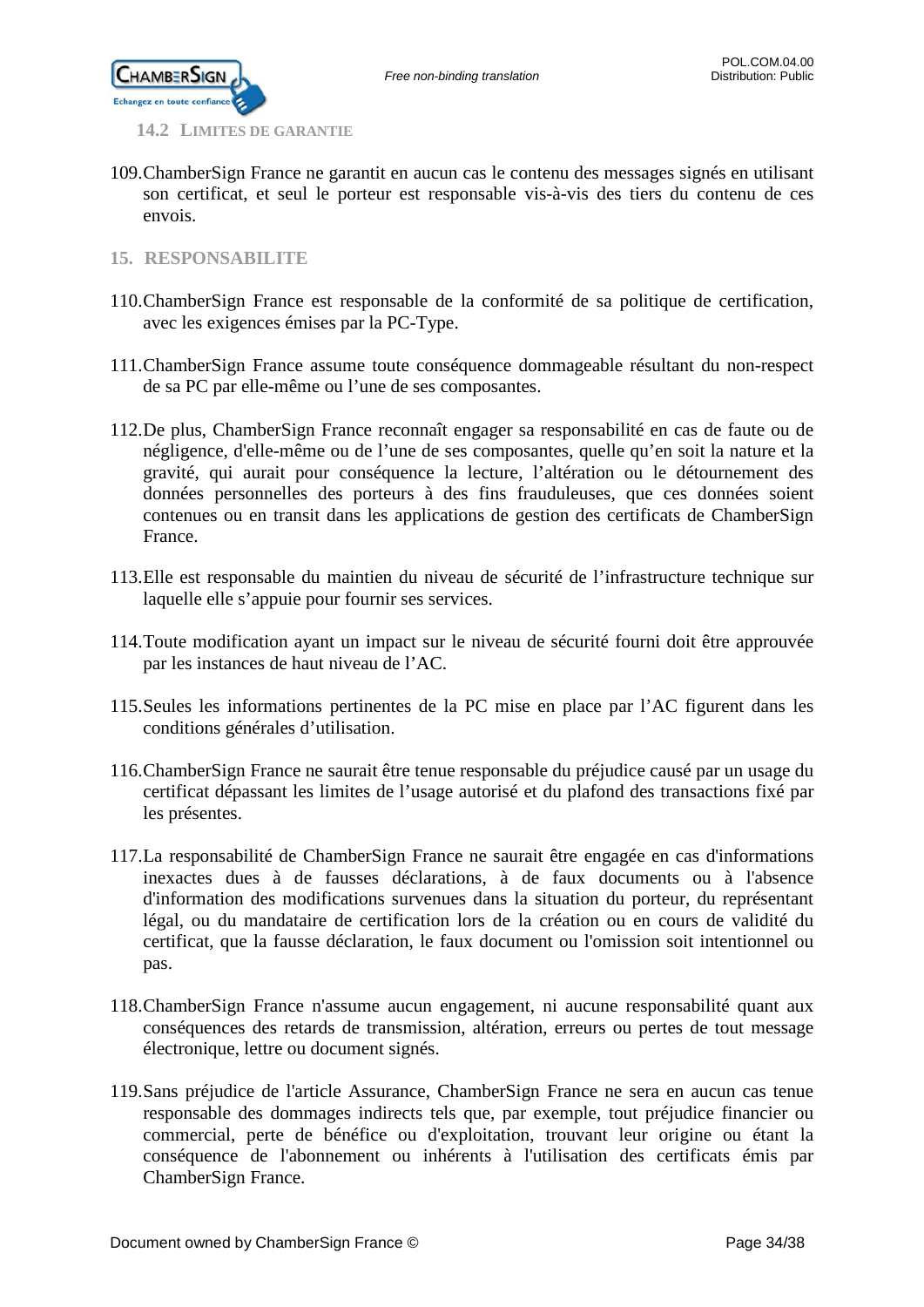### 14.2 LIMITES DE GARANTIE

109. ChamberSign France ne garantit en aucun cas le contenu des messages signés en utilisant son certificat, et seul le porteur est responsable vis-à-vis des tiers du contenu de ces envois.

## 15. RESPONSABILITE

110. ChamberSign France est responsable de la conformité de sa politique de certification, avec les exigences émises par la PC-Type.

111. ChamberSign France assume toute conséquence dommageable résultant du non-respect de sa PC par elle-même ou l'une de ses composantes.

112. De plus, ChamberSign France reconnaît engager sa responsabilité en cas de faute ou de négligence, d'elle-même ou de l'une de ses composantes, quelle qu'en soit la nature et la gravité, qui aurait pour conséquence la lecture, l'altération ou le détournement des données personnelles des porteurs à des fins frauduleuses, que ces données soient contenues ou en transit dans les applications de gestion des certificats de ChamberSign France.

113. Elle est responsable du maintien du niveau de sécurité de l'infrastructure technique sur laquelle elle s'appuie pour fournir ses services.

114. Toute modification ayant un impact sur le niveau de sécurité fourni doit être approuvée par les instances de haut niveau de l'AC.

115. Seules les informations pertinentes de la PC mise en place par l'AC figurent dans les conditions générales d'utilisation.

116. ChamberSign France ne saurait être tenue responsable du préjudice causé par un usage du certificat dépassant les limites de l'usage autorisé et du plafond des transactions fixé par les présentes.

117. La responsabilité de ChamberSign France ne saurait être engagée en cas d'informations inexactes dues à de fausses déclarations, à de faux documents ou à l'absence d'information des modifications survenues dans la situation du porteur, du représentant légal, ou du mandataire de certification lors de la création ou en cours de validité du certificat, que la fausse déclaration, le faux document ou l'omission soit intentionnel ou pas.

118. ChamberSign France n'assume aucun engagement, ni aucune responsabilité quant aux conséquences des retards de transmission, altération, erreurs ou pertes de tout message électronique, lettre ou document signés.

119. Sans préjudice de l'article Assurance, ChamberSign France ne sera en aucun cas tenue responsable des dommages indirects tels que, par exemple, tout préjudice financier ou commercial, perte de bénéfice ou d'exploitation, trouvant leur origine ou étant la conséquence de l'abonnement ou inhérents à l'utilisation des certificats émis par ChamberSign France.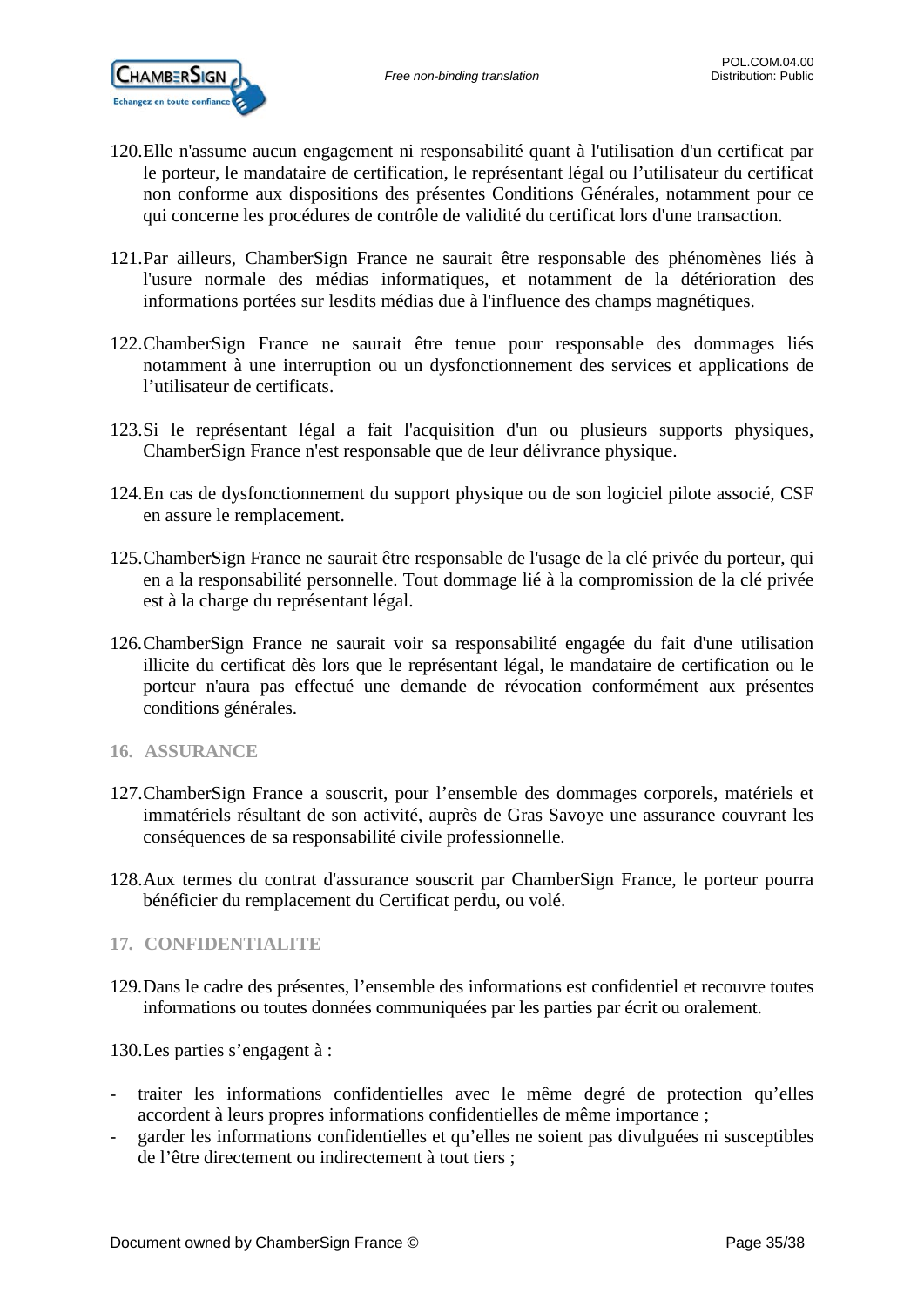120. Elle n'assume aucun engagement ni responsabilité quant à l'utilisation d'un certificat par le porteur, le mandataire de certification, le représentant légal ou l'utilisateur du certificat non conforme aux dispositions des présentes Conditions Générales, notamment pour ce qui concerne les procédures de contrôle de validité du certificat lors d'une transaction.

121. Par ailleurs, ChamberSign France ne saurait être responsable des phénomènes liés à l'usure normale des médias informatiques, et notamment de la détérioration des informations portées sur lesdits médias due à l'influence des champs magnétiques.

122. ChamberSign France ne saurait être tenue pour responsable des dommages liés notamment à une interruption ou un dysfonctionnement des services et applications de l'utilisateur de certificats.

123. Si le représentant légal a fait l'acquisition d'un ou plusieurs supports physiques, ChamberSign France n'est responsable que de leur délivrance physique.

124. En cas de dysfonctionnement du support physique ou de son logiciel pilote associé, CSF en assure le remplacement.

125. ChamberSign France ne saurait être responsable de l'usage de la clé privée du porteur, qui en a la responsabilité personnelle. Tout dommage lié à la compromission de la clé privée est à la charge du représentant légal.

126. ChamberSign France ne saurait voir sa responsabilité engagée du fait d'une utilisation illicite du certificat dès lors que le représentant légal, le mandataire de certification ou le porteur n'aura pas effectué une demande de révocation conformément aux présentes conditions générales.

## 16. ASSURANCE

127. ChamberSign France a souscrit, pour l'ensemble des dommages corporels, matériels et immatériels résultant de son activité, auprès de Gras Savoye une assurance couvrant les conséquences de sa responsabilité civile professionnelle.

128. Aux termes du contrat d'assurance souscrit par ChamberSign France, le porteur pourra bénéficier du remplacement du Certificat perdu, ou volé.

## 17. CONFIDENTIALITE

129. Dans le cadre des présentes, l'ensemble des informations est confidentiel et recouvre toutes informations ou toutes données communiquées par les parties par écrit ou oralement.

130. Les parties s'engagent à :

- traiter les informations confidentielles avec le même degré de protection qu'elles accordent à leurs propres informations confidentielles de même importance ;
- garder les informations confidentielles et qu'elles ne soient pas divulguées ni susceptibles de l'être directement ou indirectement à tout tiers ;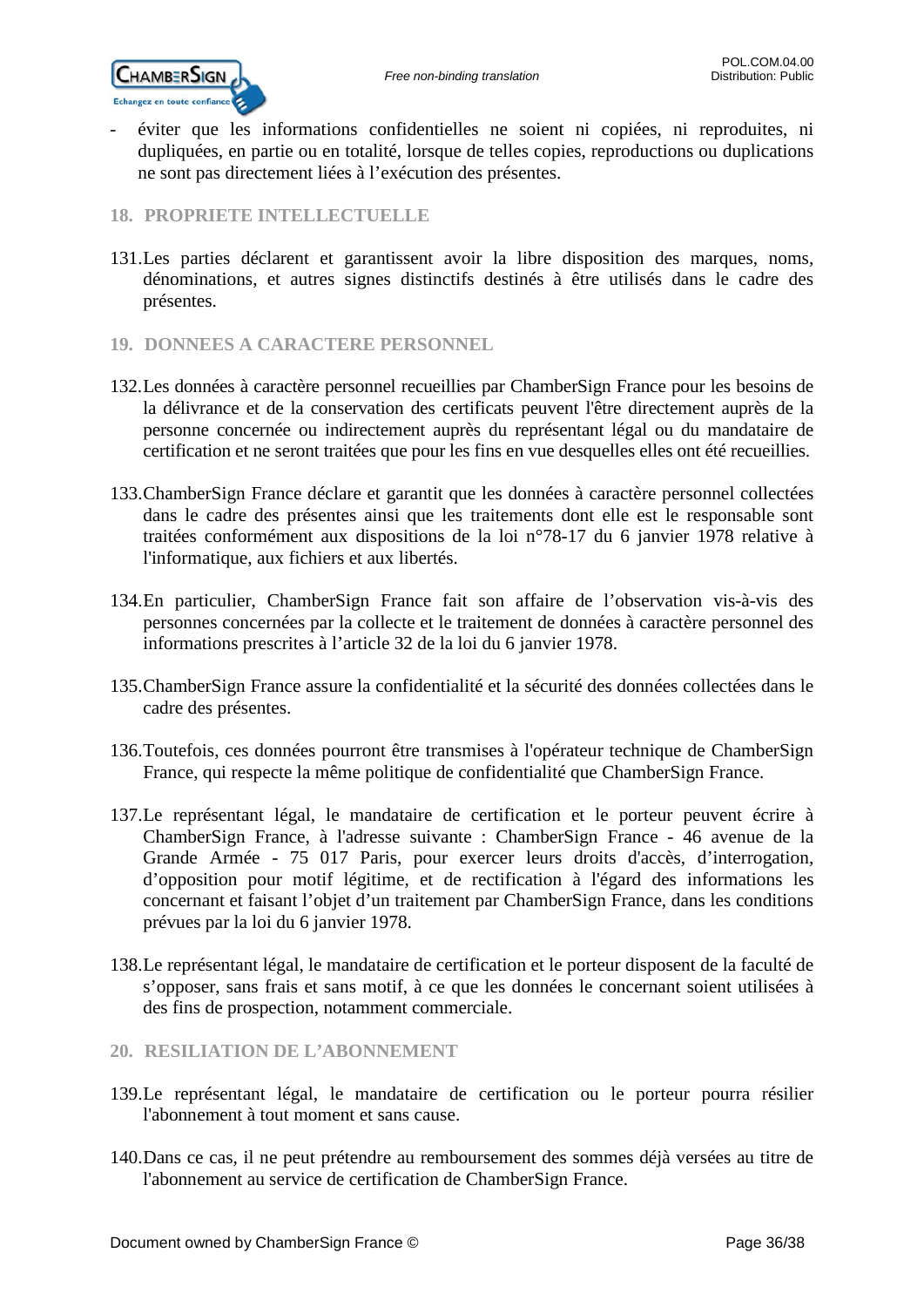- éviter que les informations confidentielles ne soient ni copiées, ni reproduites, ni dupliquées, en partie ou en totalité, lorsque de telles copies, reproductions ou duplications ne sont pas directement liées à l'exécution des présentes.

## 18. PROPRIETE INTELLECTUELLE

131. Les parties déclarent et garantissent avoir la libre disposition des marques, noms, dénominations, et autres signes distinctifs destinés à être utilisés dans le cadre des présentes.

## 19. DONNEES A CARACTERE PERSONNEL

132. Les données à caractère personnel recueillies par ChamberSign France pour les besoins de la délivrance et de la conservation des certificats peuvent l'être directement auprès de la personne concernée ou indirectement auprès du représentant légal ou du mandataire de certification et ne seront traitées que pour les fins en vue desquelles elles ont été recueillies.

133. ChamberSign France déclare et garantit que les données à caractère personnel collectées dans le cadre des présentes ainsi que les traitements dont elle est le responsable sont traitées conformément aux dispositions de la loi n°78-17 du 6 janvier 1978 relative à l'informatique, aux fichiers et aux libertés.

134. En particulier, ChamberSign France fait son affaire de l'observation vis-à-vis des personnes concernées par la collecte et le traitement de données à caractère personnel des informations prescrites à l'article 32 de la loi du 6 janvier 1978.

135. ChamberSign France assure la confidentialité et la sécurité des données collectées dans le cadre des présentes.

136. Toutefois, ces données pourront être transmises à l'opérateur technique de ChamberSign France, qui respecte la même politique de confidentialité que ChamberSign France.

137. Le représentant légal, le mandataire de certification et le porteur peuvent écrire à ChamberSign France, à l'adresse suivante : ChamberSign France - 46 avenue de la Grande Armée - 75 017 Paris, pour exercer leurs droits d'accès, d'interrogation, d'opposition pour motif légitime, et de rectification à l'égard des informations les concernant et faisant l'objet d'un traitement par ChamberSign France, dans les conditions prévues par la loi du 6 janvier 1978.

138. Le représentant légal, le mandataire de certification et le porteur disposent de la faculté de s'opposer, sans frais et sans motif, à ce que les données le concernant soient utilisées à des fins de prospection, notamment commerciale.

## 20. RESILIATION DE L'ABONNEMENT

139. Le représentant légal, le mandataire de certification ou le porteur pourra résilier l'abonnement à tout moment et sans cause.

140. Dans ce cas, il ne peut prétendre au remboursement des sommes déjà versées au titre de l'abonnement au service de certification de ChamberSign France.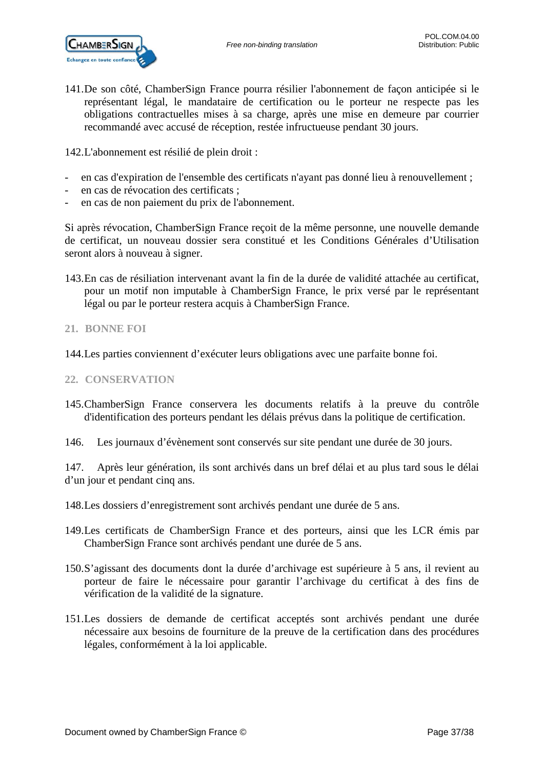141. De son côté, ChamberSign France pourra résilier l'abonnement de façon anticipée si le représentant légal, le mandataire de certification ou le porteur ne respecte pas les obligations contractuelles mises à sa charge, après une mise en demeure par courrier recommandé avec accusé de réception, restée infructueuse pendant 30 jours.

142. L'abonnement est résilié de plein droit :

- en cas d'expiration de l'ensemble des certificats n'ayant pas donné lieu à renouvellement ;
- en cas de révocation des certificats ;
- en cas de non paiement du prix de l'abonnement.

Si après révocation, ChamberSign France reçoit de la même personne, une nouvelle demande de certificat, un nouveau dossier sera constitué et les Conditions Générales d'Utilisation seront alors à nouveau à signer.

143. En cas de résiliation intervenant avant la fin de la durée de validité attachée au certificat, pour un motif non imputable à ChamberSign France, le prix versé par le représentant légal ou par le porteur restera acquis à ChamberSign France.

## 21. BONNE FOI

144. Les parties conviennent d'exécuter leurs obligations avec une parfaite bonne foi.

## 22. CONSERVATION

145. ChamberSign France conservera les documents relatifs à la preuve du contrôle d'identification des porteurs pendant les délais prévus dans la politique de certification.

146. Les journaux d'évènement sont conservés sur site pendant une durée de 30 jours.

147. Après leur génération, ils sont archivés dans un bref délai et au plus tard sous le délai d'un jour et pendant cinq ans.

148. Les dossiers d'enregistrement sont archivés pendant une durée de 5 ans.

149. Les certificats de ChamberSign France et des porteurs, ainsi que les LCR émis par ChamberSign France sont archivés pendant une durée de 5 ans.

150. S'agissant des documents dont la durée d'archivage est supérieure à 5 ans, il revient au porteur de faire le nécessaire pour garantir l'archivage du certificat à des fins de vérification de la validité de la signature.

151. Les dossiers de demande de certificat acceptés sont archivés pendant une durée nécessaire aux besoins de fourniture de la preuve de la certification dans des procédures légales, conformément à la loi applicable.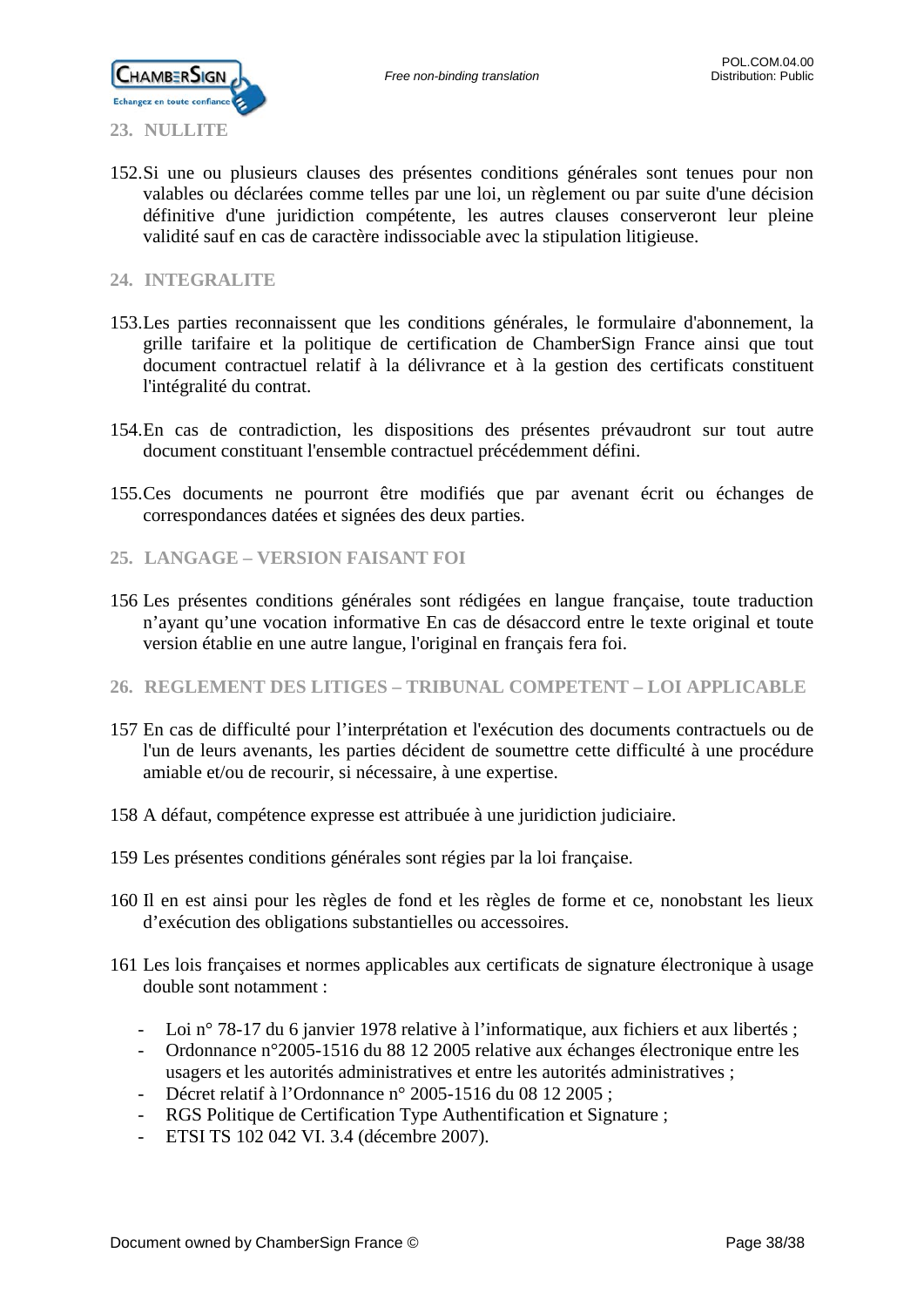## 23. NULLITE

152. Si une ou plusieurs clauses des présentes conditions générales sont tenues pour non valables ou déclarées comme telles par une loi, un règlement ou par suite d'une décision définitive d'une juridiction compétente, les autres clauses conserveront leur pleine validité sauf en cas de caractère indissociable avec la stipulation litigieuse.

## 24. INTEGRALITE

153. Les parties reconnaissent que les conditions générales, le formulaire d'abonnement, la grille tarifaire et la politique de certification de ChamberSign France ainsi que tout document contractuel relatif à la délivrance et à la gestion des certificats constituent l'intégralité du contrat.

154. En cas de contradiction, les dispositions des présentes prévaudront sur tout autre document constituant l'ensemble contractuel précédemment défini.

155. Ces documents ne pourront être modifiés que par avenant écrit ou échanges de correspondances datées et signées des deux parties.

## 25. LANGAGE – VERSION FAISANT FOI

156 Les présentes conditions générales sont rédigées en langue française, toute traduction n'ayant qu'une vocation informative En cas de désaccord entre le texte original et toute version établie en une autre langue, l'original en français fera foi.

## 26. REGLEMENT DES LITIGES – TRIBUNAL COMPETENT – LOI APPLICABLE

157 En cas de difficulté pour l'interprétation et l'exécution des documents contractuels ou de l'un de leurs avenants, les parties décident de soumettre cette difficulté à une procédure amiable et/ou de recourir, si nécessaire, à une expertise.

158 A défaut, compétence expresse est attribuée à une juridiction judiciaire.

159 Les présentes conditions générales sont régies par la loi française.

160 Il en est ainsi pour les règles de fond et les règles de forme et ce, nonobstant les lieux d'exécution des obligations substantielles ou accessoires.

161 Les lois françaises et normes applicables aux certificats de signature électronique à usage double sont notamment :

- Loi n° 78-17 du 6 janvier 1978 relative à l'informatique, aux fichiers et aux libertés ;
- Ordonnance n°2005-1516 du 88 12 2005 relative aux échanges électronique entre les usagers et les autorités administratives et entre les autorités administratives ;
- Décret relatif à l'Ordonnance n° 2005-1516 du 08 12 2005 ;
- RGS Politique de Certification Type Authentification et Signature ;
- ETSI TS 102 042 VI. 3.4 (décembre 2007).